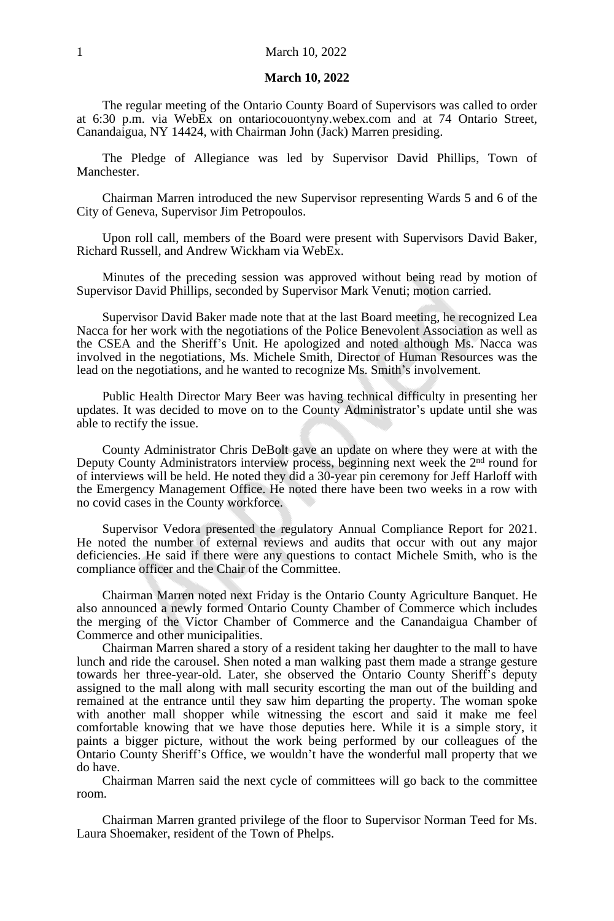## March 10, 2022

The regular meeting of the Ontario County Board of Supervisors was called to order at 6:30 p.m. via WebEx on ontariocouontyny.webex.com and at 74 Ontario Street, Canandaigua, NY 14424, with Chairman John (Jack) Marren presiding.

The Pledge of Allegiance was led by Supervisor David Phillips, Town of Manchester.

Chairman Marren introduced the new Supervisor representing Wards 5 and 6 of the City of Geneva, Supervisor Jim Petropoulos.

Upon roll call, members of the Board were present with Supervisors David Baker, Richard Russell, and Andrew Wickham via WebEx.

Minutes of the preceding session was approved without being read by motion of Supervisor David Phillips, seconded by Supervisor Mark Venuti; motion carried.

Supervisor David Baker made note that at the last Board meeting, he recognized Lea Nacca for her work with the negotiations of the Police Benevolent Association as well as the CSEA and the Sheriff's Unit. He apologized and noted although Ms. Nacca was involved in the negotiations, Ms. Michele Smith, Director of Human Resources was the lead on the negotiations, and he wanted to recognize Ms. Smith's involvement.

Public Health Director Mary Beer was having technical difficulty in presenting her updates. It was decided to move on to the County Administrator's update until she was able to rectify the issue.

County Administrator Chris DeBolt gave an update on where they were at with the Deputy County Administrators interview process, beginning next week the 2nd round for of interviews will be held. He noted they did a 30-year pin ceremony for Jeff Harloff with the Emergency Management Office. He noted there have been two weeks in a row with no covid cases in the County workforce.

Supervisor Vedora presented the regulatory Annual Compliance Report for 2021. He noted the number of external reviews and audits that occur with out any major deficiencies. He said if there were any questions to contact Michele Smith, who is the compliance officer and the Chair of the Committee.

Chairman Marren noted next Friday is the Ontario County Agriculture Banquet. He also announced a newly formed Ontario County Chamber of Commerce which includes the merging of the Victor Chamber of Commerce and the Canandaigua Chamber of Commerce and other municipalities.

Chairman Marren shared a story of a resident taking her daughter to the mall to have lunch and ride the carousel. Shen noted a man walking past them made a strange gesture towards her three-year-old. Later, she observed the Ontario County Sheriff's deputy assigned to the mall along with mall security escorting the man out of the building and remained at the entrance until they saw him departing the property. The woman spoke with another mall shopper while witnessing the escort and said it make me feel comfortable knowing that we have those deputies here. While it is a simple story, it paints a bigger picture, without the work being performed by our colleagues of the Ontario County Sheriff's Office, we wouldn't have the wonderful mall property that we do have.

Chairman Marren said the next cycle of committees will go back to the committee room.

Chairman Marren granted privilege of the floor to Supervisor Norman Teed for Ms. Laura Shoemaker, resident of the Town of Phelps.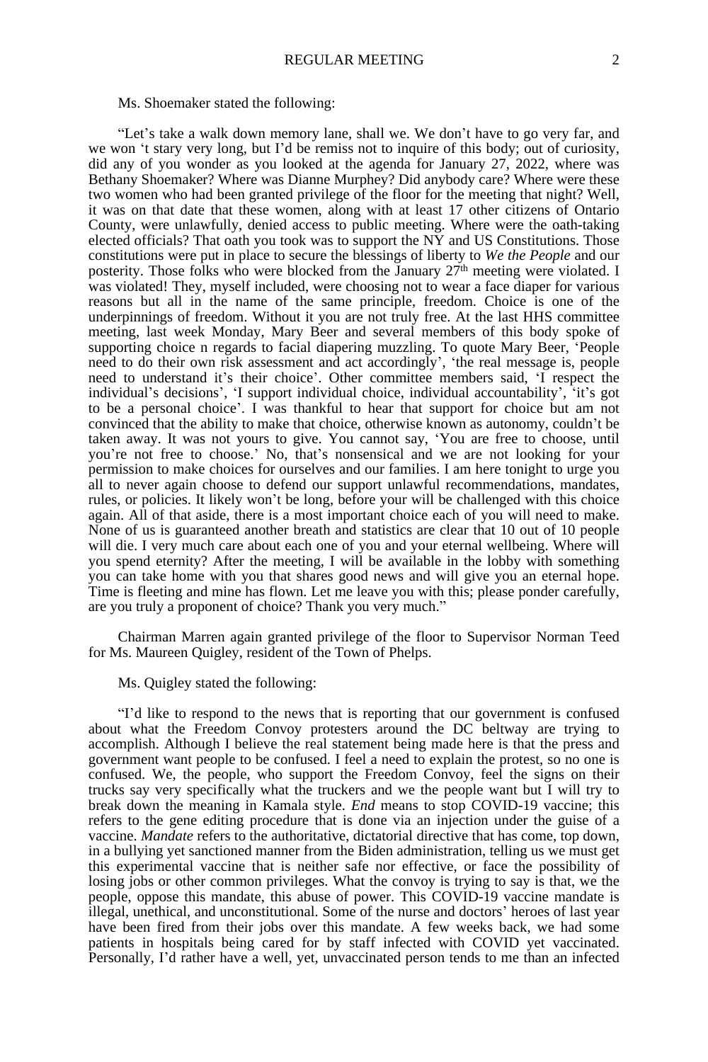Ms. Shoemaker stated the following:

"Let's take a walk down memory lane, shall we. We don't have to go very far, and we won 't stary very long, but I'd be remiss not to inquire of this body; out of curiosity, did any of you wonder as you looked at the agenda for January 27, 2022, where was Bethany Shoemaker? Where was Dianne Murphey? Did anybody care? Where were these two women who had been granted privilege of the floor for the meeting that night? Well, it was on that date that these women, along with at least 17 other citizens of Ontario County, were unlawfully, denied access to public meeting. Where were the oath-taking elected officials? That oath you took was to support the NY and US Constitutions. Those constitutions were put in place to secure the blessings of liberty to *We the People* and our posterity. Those folks who were blocked from the January 27th meeting were violated. I was violated! They, myself included, were choosing not to wear a face diaper for various reasons but all in the name of the same principle, freedom. Choice is one of the underpinnings of freedom. Without it you are not truly free. At the last HHS committee meeting, last week Monday, Mary Beer and several members of this body spoke of supporting choice n regards to facial diapering muzzling. To quote Mary Beer, 'People need to do their own risk assessment and act accordingly', 'the real message is, people need to understand it's their choice'. Other committee members said, 'I respect the individual's decisions', 'I support individual choice, individual accountability', 'it's got to be a personal choice'. I was thankful to hear that support for choice but am not convinced that the ability to make that choice, otherwise known as autonomy, couldn't be taken away. It was not yours to give. You cannot say, 'You are free to choose, until you're not free to choose.' No, that's nonsensical and we are not looking for your permission to make choices for ourselves and our families. I am here tonight to urge you all to never again choose to defend our support unlawful recommendations, mandates, rules, or policies. It likely won't be long, before your will be challenged with this choice again. All of that aside, there is a most important choice each of you will need to make. None of us is guaranteed another breath and statistics are clear that 10 out of 10 people will die. I very much care about each one of you and your eternal wellbeing. Where will you spend eternity? After the meeting, I will be available in the lobby with something you can take home with you that shares good news and will give you an eternal hope. Time is fleeting and mine has flown. Let me leave you with this; please ponder carefully, are you truly a proponent of choice? Thank you very much."

Chairman Marren again granted privilege of the floor to Supervisor Norman Teed for Ms. Maureen Quigley, resident of the Town of Phelps.

Ms. Quigley stated the following:

"I'd like to respond to the news that is reporting that our government is confused about what the Freedom Convoy protesters around the DC beltway are trying to accomplish. Although I believe the real statement being made here is that the press and government want people to be confused. I feel a need to explain the protest, so no one is confused. We, the people, who support the Freedom Convoy, feel the signs on their trucks say very specifically what the truckers and we the people want but I will try to break down the meaning in Kamala style. *End* means to stop COVID-19 vaccine; this refers to the gene editing procedure that is done via an injection under the guise of a vaccine. *Mandate* refers to the authoritative, dictatorial directive that has come, top down, in a bullying yet sanctioned manner from the Biden administration, telling us we must get this experimental vaccine that is neither safe nor effective, or face the possibility of losing jobs or other common privileges. What the convoy is trying to say is that, we the people, oppose this mandate, this abuse of power. This COVID-19 vaccine mandate is illegal, unethical, and unconstitutional. Some of the nurse and doctors' heroes of last year have been fired from their jobs over this mandate. A few weeks back, we had some patients in hospitals being cared for by staff infected with COVID yet vaccinated. Personally, I'd rather have a well, yet, unvaccinated person tends to me than an infected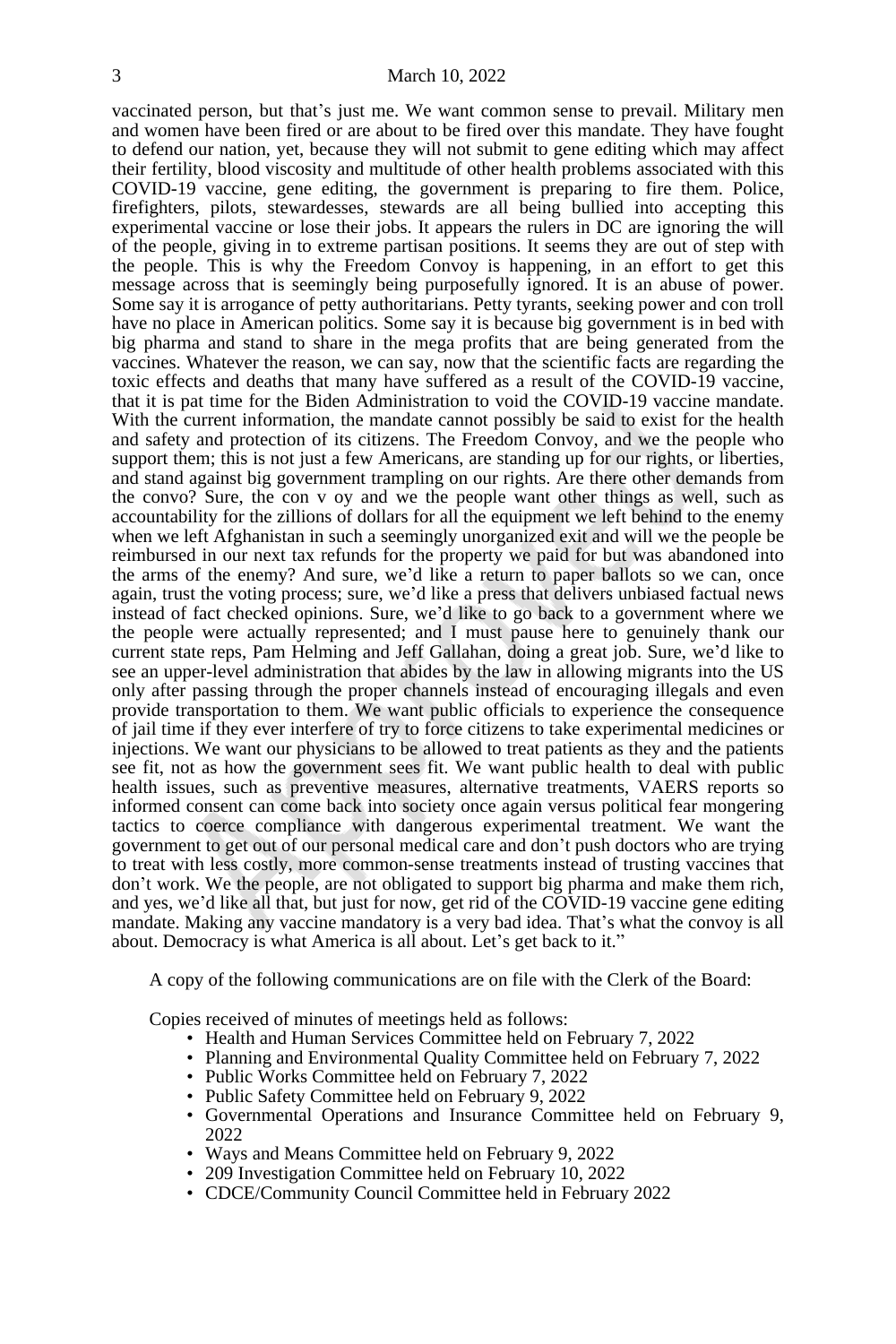vaccinated person, but that's just me. We want common sense to prevail. Military men and women have been fired or are about to be fired over this mandate. They have fought to defend our nation, yet, because they will not submit to gene editing which may affect their fertility, blood viscosity and multitude of other health problems associated with this COVID-19 vaccine, gene editing, the government is preparing to fire them. Police, firefighters, pilots, stewardesses, stewards are all being bullied into accepting this experimental vaccine or lose their jobs. It appears the rulers in DC are ignoring the will of the people, giving in to extreme partisan positions. It seems they are out of step with the people. This is why the Freedom Convoy is happening, in an effort to get this message across that is seemingly being purposefully ignored. It is an abuse of power. Some say it is arrogance of petty authoritarians. Petty tyrants, seeking power and con troll have no place in American politics. Some say it is because big government is in bed with big pharma and stand to share in the mega profits that are being generated from the vaccines. Whatever the reason, we can say, now that the scientific facts are regarding the toxic effects and deaths that many have suffered as a result of the COVID-19 vaccine, that it is pat time for the Biden Administration to void the COVID-19 vaccine mandate. With the current information, the mandate cannot possibly be said to exist for the health and safety and protection of its citizens. The Freedom Convoy, and we the people who support them; this is not just a few Americans, are standing up for our rights, or liberties, and stand against big government trampling on our rights. Are there other demands from the convo? Sure, the con v oy and we the people want other things as well, such as accountability for the zillions of dollars for all the equipment we left behind to the enemy when we left Afghanistan in such a seemingly unorganized exit and will we the people be reimbursed in our next tax refunds for the property we paid for but was abandoned into the arms of the enemy? And sure, we'd like a return to paper ballots so we can, once again, trust the voting process; sure, we'd like a press that delivers unbiased factual news instead of fact checked opinions. Sure, we'd like to go back to a government where we the people were actually represented; and I must pause here to genuinely thank our current state reps, Pam Helming and Jeff Gallahan, doing a great job. Sure, we'd like to see an upper-level administration that abides by the law in allowing migrants into the US only after passing through the proper channels instead of encouraging illegals and even provide transportation to them. We want public officials to experience the consequence of jail time if they ever interfere of try to force citizens to take experimental medicines or injections. We want our physicians to be allowed to treat patients as they and the patients see fit, not as how the government sees fit. We want public health to deal with public health issues, such as preventive measures, alternative treatments, VAERS reports so informed consent can come back into society once again versus political fear mongering tactics to coerce compliance with dangerous experimental treatment. We want the government to get out of our personal medical care and don't push doctors who are trying to treat with less costly, more common-sense treatments instead of trusting vaccines that don't work. We the people, are not obligated to support big pharma and make them rich, and yes, we'd like all that, but just for now, get rid of the COVID-19 vaccine gene editing mandate. Making any vaccine mandatory is a very bad idea. That's what the convoy is all about. Democracy is what America is all about. Let's get back to it."

A copy of the following communications are on file with the Clerk of the Board:

Copies received of minutes of meetings held as follows:

- Health and Human Services Committee held on February 7, 2022
- Planning and Environmental Quality Committee held on February 7, 2022
- Public Works Committee held on February 7, 2022
- Public Safety Committee held on February 9, 2022
- Governmental Operations and Insurance Committee held on February 9, 2022
- Ways and Means Committee held on February 9, 2022
- 209 Investigation Committee held on February 10, 2022
- CDCE/Community Council Committee held in February 2022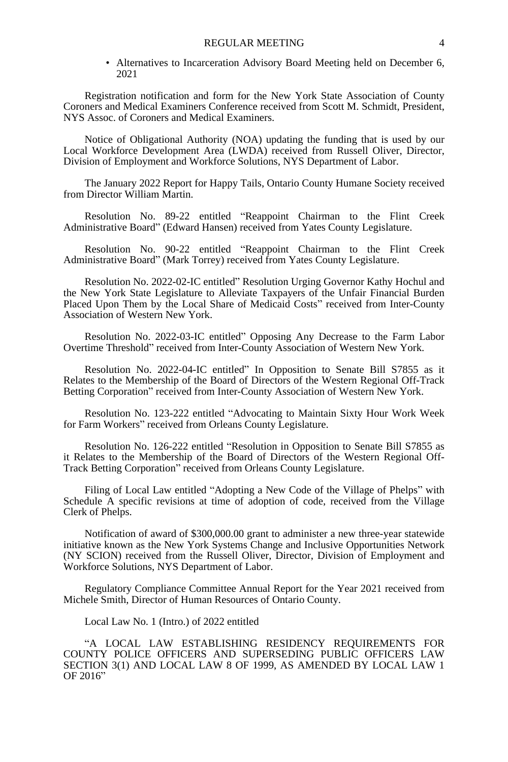- Alternatives to Incarceration Advisory Board Meeting held on December 6, 2021

Registration notification and form for the New York State Association of County Coroners and Medical Examiners Conference received from Scott M. Schmidt, President, NYS Assoc. of Coroners and Medical Examiners.

Notice of Obligational Authority (NOA) updating the funding that is used by our Local Workforce Development Area (LWDA) received from Russell Oliver, Director, Division of Employment and Workforce Solutions, NYS Department of Labor.

The January 2022 Report for Happy Tails, Ontario County Humane Society received from Director William Martin.

Resolution No. 89-22 entitled "Reappoint Chairman to the Flint Creek Administrative Board" (Edward Hansen) received from Yates County Legislature.

Resolution No. 90-22 entitled "Reappoint Chairman to the Flint Creek Administrative Board" (Mark Torrey) received from Yates County Legislature.

Resolution No. 2022-02-IC entitled" Resolution Urging Governor Kathy Hochul and the New York State Legislature to Alleviate Taxpayers of the Unfair Financial Burden Placed Upon Them by the Local Share of Medicaid Costs" received from Inter-County Association of Western New York.

Resolution No. 2022-03-IC entitled" Opposing Any Decrease to the Farm Labor Overtime Threshold" received from Inter-County Association of Western New York.

Resolution No. 2022-04-IC entitled" In Opposition to Senate Bill S7855 as it Relates to the Membership of the Board of Directors of the Western Regional Off-Track Betting Corporation" received from Inter-County Association of Western New York.

Resolution No. 123-222 entitled "Advocating to Maintain Sixty Hour Work Week for Farm Workers" received from Orleans County Legislature.

Resolution No. 126-222 entitled "Resolution in Opposition to Senate Bill S7855 as it Relates to the Membership of the Board of Directors of the Western Regional Off-Track Betting Corporation" received from Orleans County Legislature.

Filing of Local Law entitled "Adopting a New Code of the Village of Phelps" with Schedule A specific revisions at time of adoption of code, received from the Village Clerk of Phelps.

Notification of award of $300,000.00 grant to administer a new three-year statewide initiative known as the New York Systems Change and Inclusive Opportunities Network (NY SCION) received from the Russell Oliver, Director, Division of Employment and Workforce Solutions, NYS Department of Labor.

Regulatory Compliance Committee Annual Report for the Year 2021 received from Michele Smith, Director of Human Resources of Ontario County.

Local Law No. 1 (Intro.) of 2022 entitled

"A LOCAL LAW ESTABLISHING RESIDENCY REQUIREMENTS FOR COUNTY POLICE OFFICERS AND SUPERSEDING PUBLIC OFFICERS LAW SECTION 3(1) AND LOCAL LAW 8 OF 1999, AS AMENDED BY LOCAL LAW 1 OF 2016"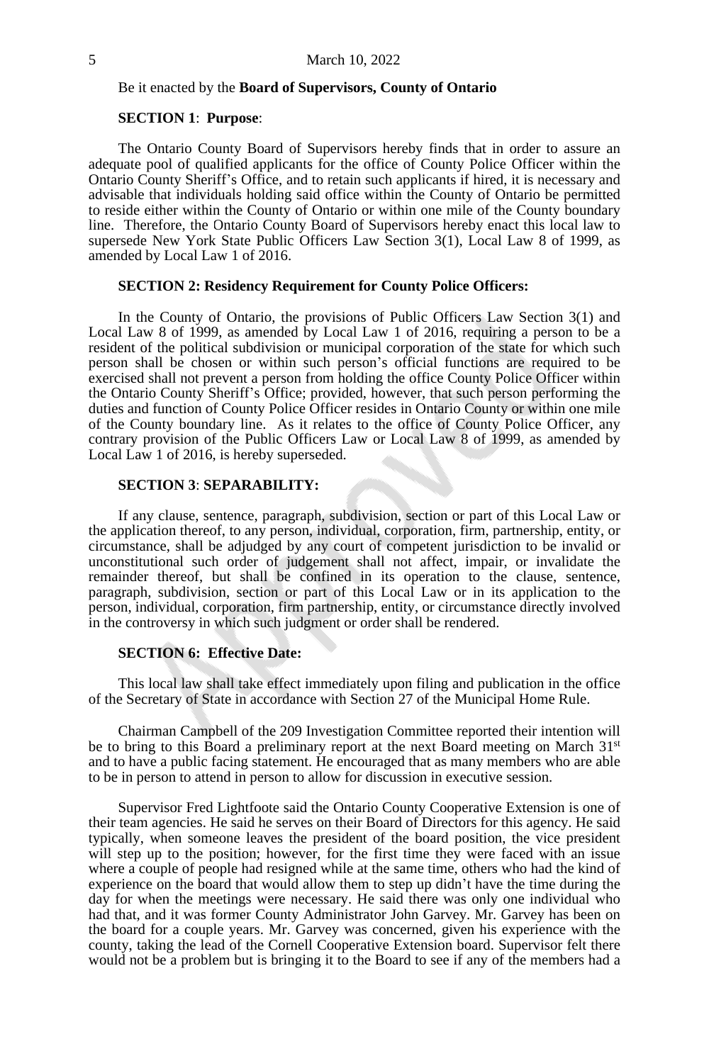Be it enacted by the **Board of Supervisors, County of Ontario**

**SECTION 1**: **Purpose**:

The Ontario County Board of Supervisors hereby finds that in order to assure an adequate pool of qualified applicants for the office of County Police Officer within the Ontario County Sheriff's Office, and to retain such applicants if hired, it is necessary and advisable that individuals holding said office within the County of Ontario be permitted to reside either within the County of Ontario or within one mile of the County boundary line. Therefore, the Ontario County Board of Supervisors hereby enact this local law to supersede New York State Public Officers Law Section 3(1), Local Law 8 of 1999, as amended by Local Law 1 of 2016.

**SECTION 2: Residency Requirement for County Police Officers:**

In the County of Ontario, the provisions of Public Officers Law Section 3(1) and Local Law 8 of 1999, as amended by Local Law 1 of 2016, requiring a person to be a resident of the political subdivision or municipal corporation of the state for which such person shall be chosen or within such person's official functions are required to be exercised shall not prevent a person from holding the office County Police Officer within the Ontario County Sheriff's Office; provided, however, that such person performing the duties and function of County Police Officer resides in Ontario County or within one mile of the County boundary line. As it relates to the office of County Police Officer, any contrary provision of the Public Officers Law or Local Law 8 of 1999, as amended by Local Law 1 of 2016, is hereby superseded.

**SECTION 3**: **SEPARABILITY:**

If any clause, sentence, paragraph, subdivision, section or part of this Local Law or the application thereof, to any person, individual, corporation, firm, partnership, entity, or circumstance, shall be adjudged by any court of competent jurisdiction to be invalid or unconstitutional such order of judgement shall not affect, impair, or invalidate the remainder thereof, but shall be confined in its operation to the clause, sentence, paragraph, subdivision, section or part of this Local Law or in its application to the person, individual, corporation, firm partnership, entity, or circumstance directly involved in the controversy in which such judgment or order shall be rendered.

**SECTION 6: Effective Date:**

This local law shall take effect immediately upon filing and publication in the office of the Secretary of State in accordance with Section 27 of the Municipal Home Rule.

Chairman Campbell of the 209 Investigation Committee reported their intention will be to bring to this Board a preliminary report at the next Board meeting on March 31st and to have a public facing statement. He encouraged that as many members who are able to be in person to attend in person to allow for discussion in executive session.

Supervisor Fred Lightfoote said the Ontario County Cooperative Extension is one of their team agencies. He said he serves on their Board of Directors for this agency. He said typically, when someone leaves the president of the board position, the vice president will step up to the position; however, for the first time they were faced with an issue where a couple of people had resigned while at the same time, others who had the kind of experience on the board that would allow them to step up didn't have the time during the day for when the meetings were necessary. He said there was only one individual who had that, and it was former County Administrator John Garvey. Mr. Garvey has been on the board for a couple years. Mr. Garvey was concerned, given his experience with the county, taking the lead of the Cornell Cooperative Extension board. Supervisor felt there would not be a problem but is bringing it to the Board to see if any of the members had a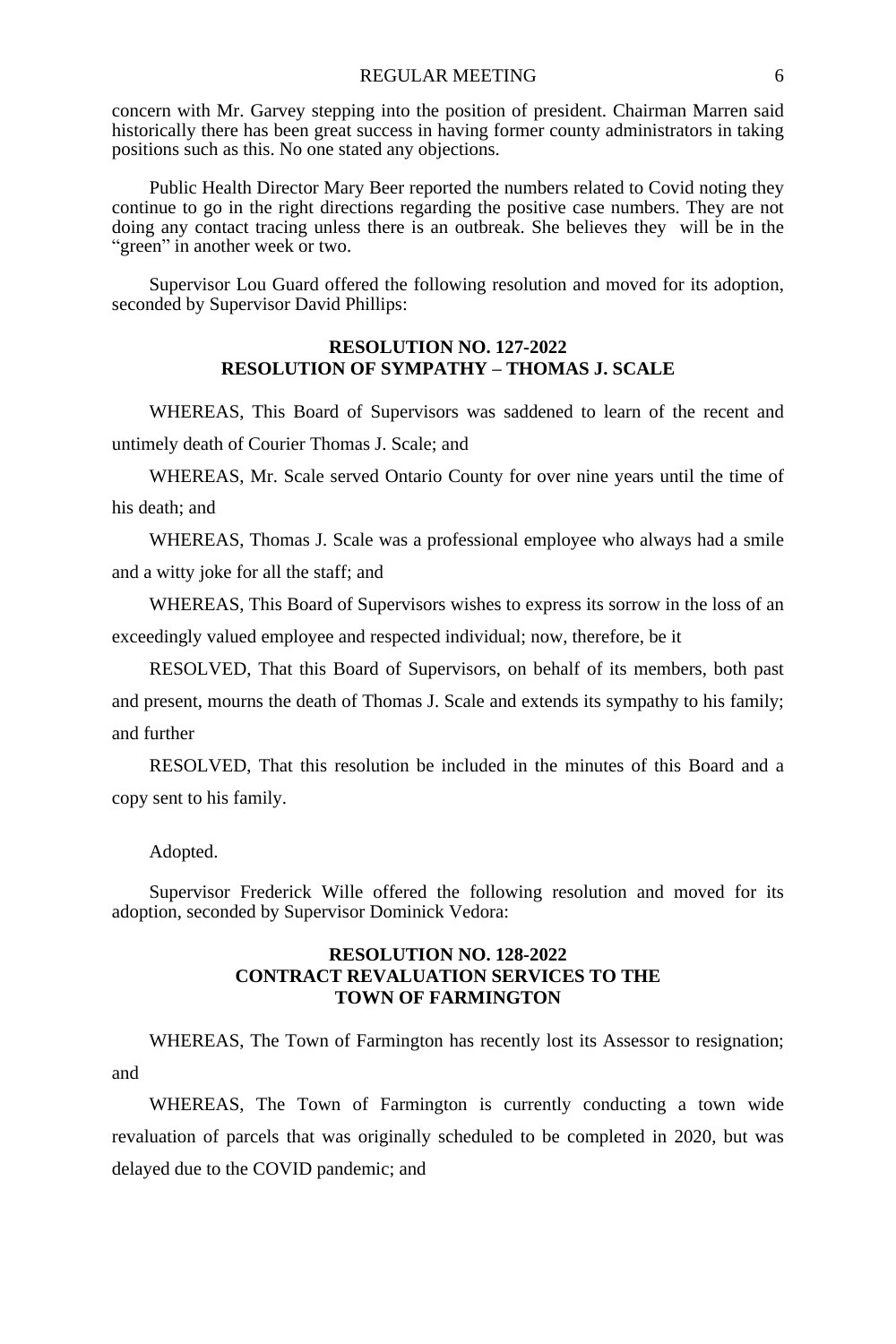concern with Mr. Garvey stepping into the position of president. Chairman Marren said historically there has been great success in having former county administrators in taking positions such as this. No one stated any objections.

Public Health Director Mary Beer reported the numbers related to Covid noting they continue to go in the right directions regarding the positive case numbers. They are not doing any contact tracing unless there is an outbreak. She believes they will be in the "green" in another week or two.

Supervisor Lou Guard offered the following resolution and moved for its adoption, seconded by Supervisor David Phillips:

**RESOLUTION NO. 127-2022**
**RESOLUTION OF SYMPATHY – THOMAS J. SCALE**

WHEREAS, This Board of Supervisors was saddened to learn of the recent and untimely death of Courier Thomas J. Scale; and

WHEREAS, Mr. Scale served Ontario County for over nine years until the time of his death; and

WHEREAS, Thomas J. Scale was a professional employee who always had a smile and a witty joke for all the staff; and

WHEREAS, This Board of Supervisors wishes to express its sorrow in the loss of an exceedingly valued employee and respected individual; now, therefore, be it

RESOLVED, That this Board of Supervisors, on behalf of its members, both past and present, mourns the death of Thomas J. Scale and extends its sympathy to his family; and further

RESOLVED, That this resolution be included in the minutes of this Board and a copy sent to his family.

Adopted.

Supervisor Frederick Wille offered the following resolution and moved for its adoption, seconded by Supervisor Dominick Vedora:

**RESOLUTION NO. 128-2022**
**CONTRACT REVALUATION SERVICES TO THE TOWN OF FARMINGTON**

WHEREAS, The Town of Farmington has recently lost its Assessor to resignation; and

WHEREAS, The Town of Farmington is currently conducting a town wide revaluation of parcels that was originally scheduled to be completed in 2020, but was delayed due to the COVID pandemic; and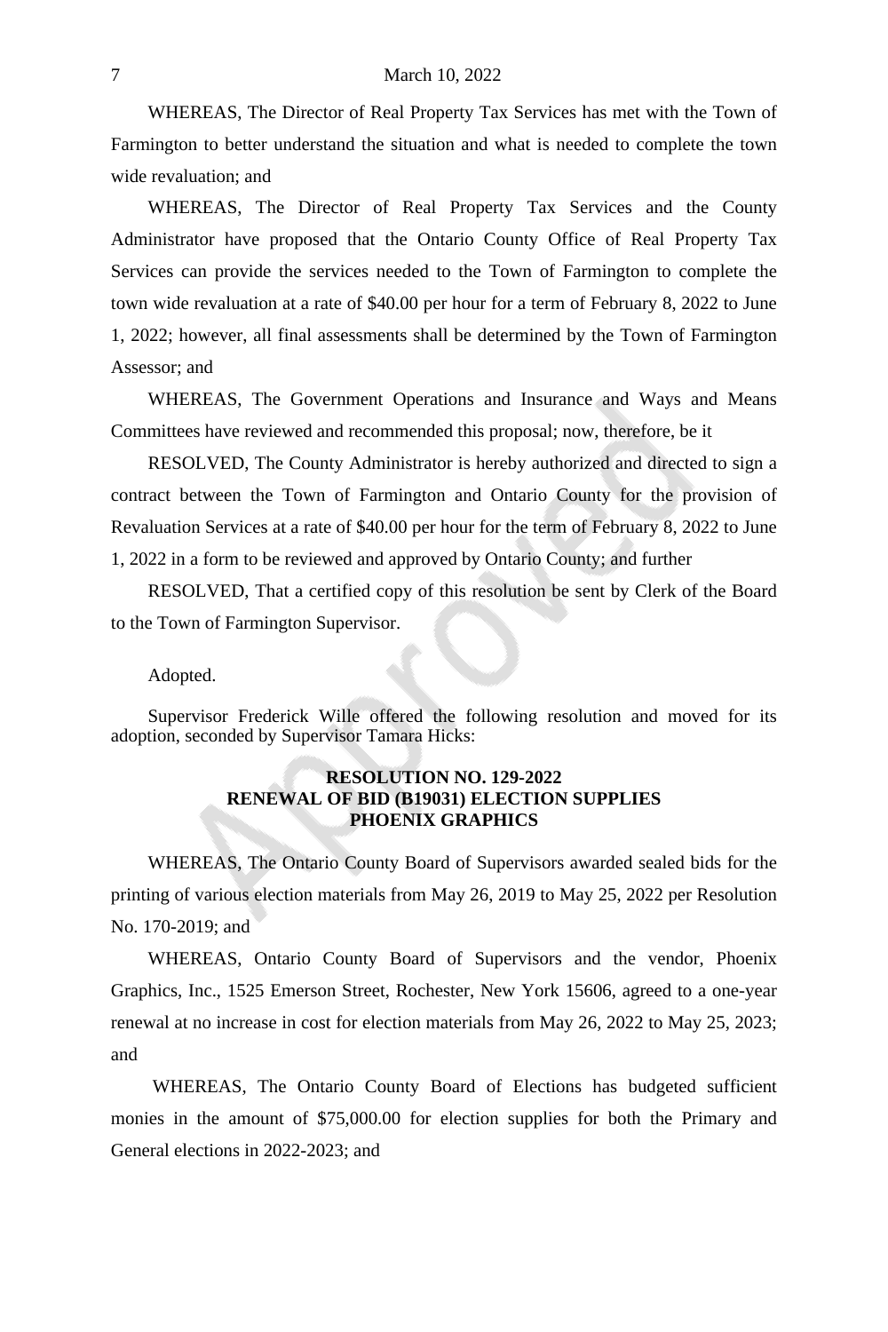WHEREAS, The Director of Real Property Tax Services has met with the Town of Farmington to better understand the situation and what is needed to complete the town wide revaluation; and

WHEREAS, The Director of Real Property Tax Services and the County Administrator have proposed that the Ontario County Office of Real Property Tax Services can provide the services needed to the Town of Farmington to complete the town wide revaluation at a rate of $40.00 per hour for a term of February 8, 2022 to June 1, 2022; however, all final assessments shall be determined by the Town of Farmington Assessor; and

WHEREAS, The Government Operations and Insurance and Ways and Means Committees have reviewed and recommended this proposal; now, therefore, be it

RESOLVED, The County Administrator is hereby authorized and directed to sign a contract between the Town of Farmington and Ontario County for the provision of Revaluation Services at a rate of $40.00 per hour for the term of February 8, 2022 to June 1, 2022 in a form to be reviewed and approved by Ontario County; and further

RESOLVED, That a certified copy of this resolution be sent by Clerk of the Board to the Town of Farmington Supervisor.

Adopted.

Supervisor Frederick Wille offered the following resolution and moved for its adoption, seconded by Supervisor Tamara Hicks:

**RESOLUTION NO. 129-2022**
**RENEWAL OF BID (B19031) ELECTION SUPPLIES**
**PHOENIX GRAPHICS**

WHEREAS, The Ontario County Board of Supervisors awarded sealed bids for the printing of various election materials from May 26, 2019 to May 25, 2022 per Resolution No. 170-2019; and

WHEREAS, Ontario County Board of Supervisors and the vendor, Phoenix Graphics, Inc., 1525 Emerson Street, Rochester, New York 15606, agreed to a one-year renewal at no increase in cost for election materials from May 26, 2022 to May 25, 2023; and

WHEREAS, The Ontario County Board of Elections has budgeted sufficient monies in the amount of $75,000.00 for election supplies for both the Primary and General elections in 2022-2023; and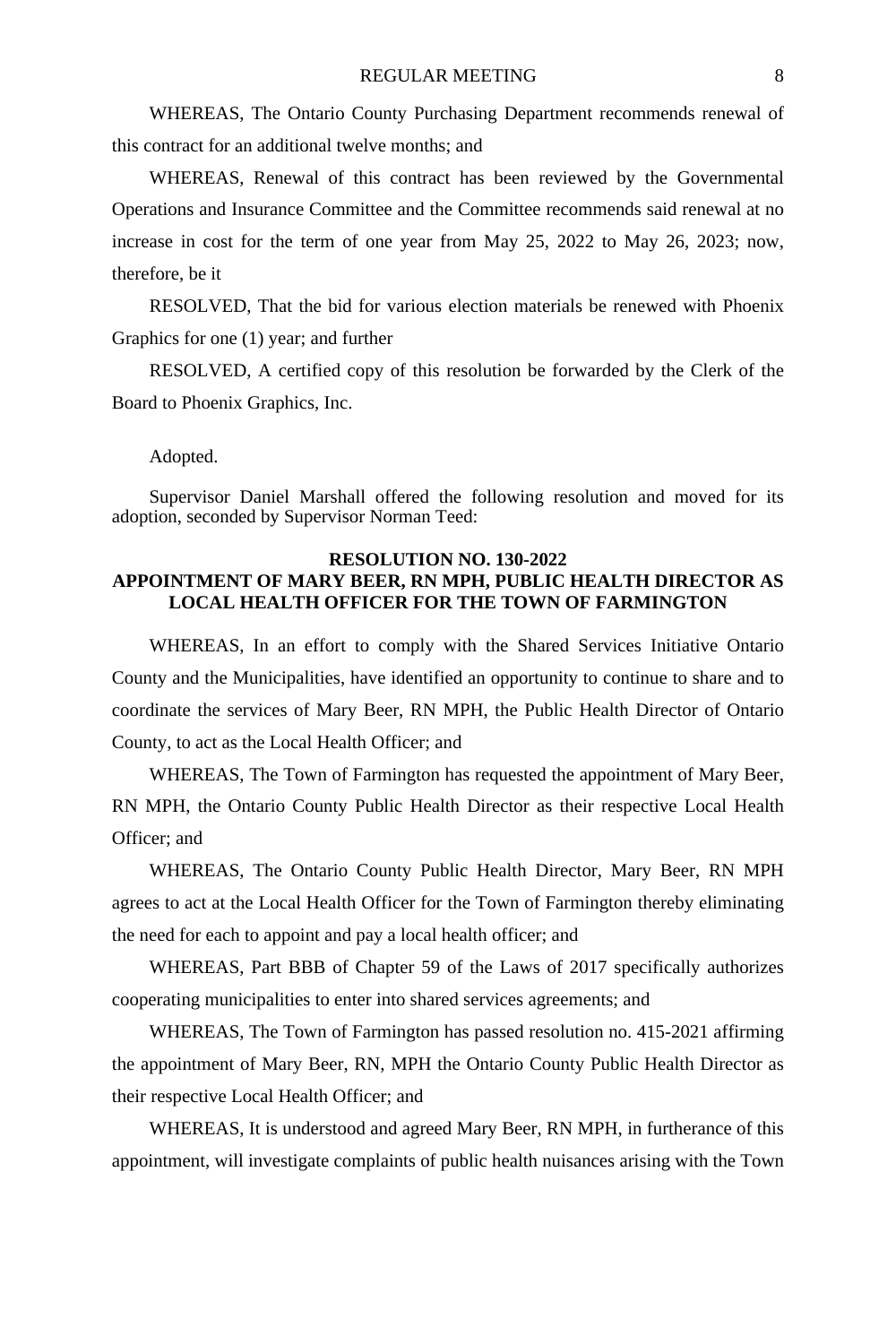WHEREAS, The Ontario County Purchasing Department recommends renewal of this contract for an additional twelve months; and

WHEREAS, Renewal of this contract has been reviewed by the Governmental Operations and Insurance Committee and the Committee recommends said renewal at no increase in cost for the term of one year from May 25, 2022 to May 26, 2023; now, therefore, be it

RESOLVED, That the bid for various election materials be renewed with Phoenix Graphics for one (1) year; and further

RESOLVED, A certified copy of this resolution be forwarded by the Clerk of the Board to Phoenix Graphics, Inc.

Adopted.

Supervisor Daniel Marshall offered the following resolution and moved for its adoption, seconded by Supervisor Norman Teed:

**RESOLUTION NO. 130-2022**
**APPOINTMENT OF MARY BEER, RN MPH, PUBLIC HEALTH DIRECTOR AS LOCAL HEALTH OFFICER FOR THE TOWN OF FARMINGTON**

WHEREAS, In an effort to comply with the Shared Services Initiative Ontario County and the Municipalities, have identified an opportunity to continue to share and to coordinate the services of Mary Beer, RN MPH, the Public Health Director of Ontario County, to act as the Local Health Officer; and

WHEREAS, The Town of Farmington has requested the appointment of Mary Beer, RN MPH, the Ontario County Public Health Director as their respective Local Health Officer; and

WHEREAS, The Ontario County Public Health Director, Mary Beer, RN MPH agrees to act at the Local Health Officer for the Town of Farmington thereby eliminating the need for each to appoint and pay a local health officer; and

WHEREAS, Part BBB of Chapter 59 of the Laws of 2017 specifically authorizes cooperating municipalities to enter into shared services agreements; and

WHEREAS, The Town of Farmington has passed resolution no. 415-2021 affirming the appointment of Mary Beer, RN, MPH the Ontario County Public Health Director as their respective Local Health Officer; and

WHEREAS, It is understood and agreed Mary Beer, RN MPH, in furtherance of this appointment, will investigate complaints of public health nuisances arising with the Town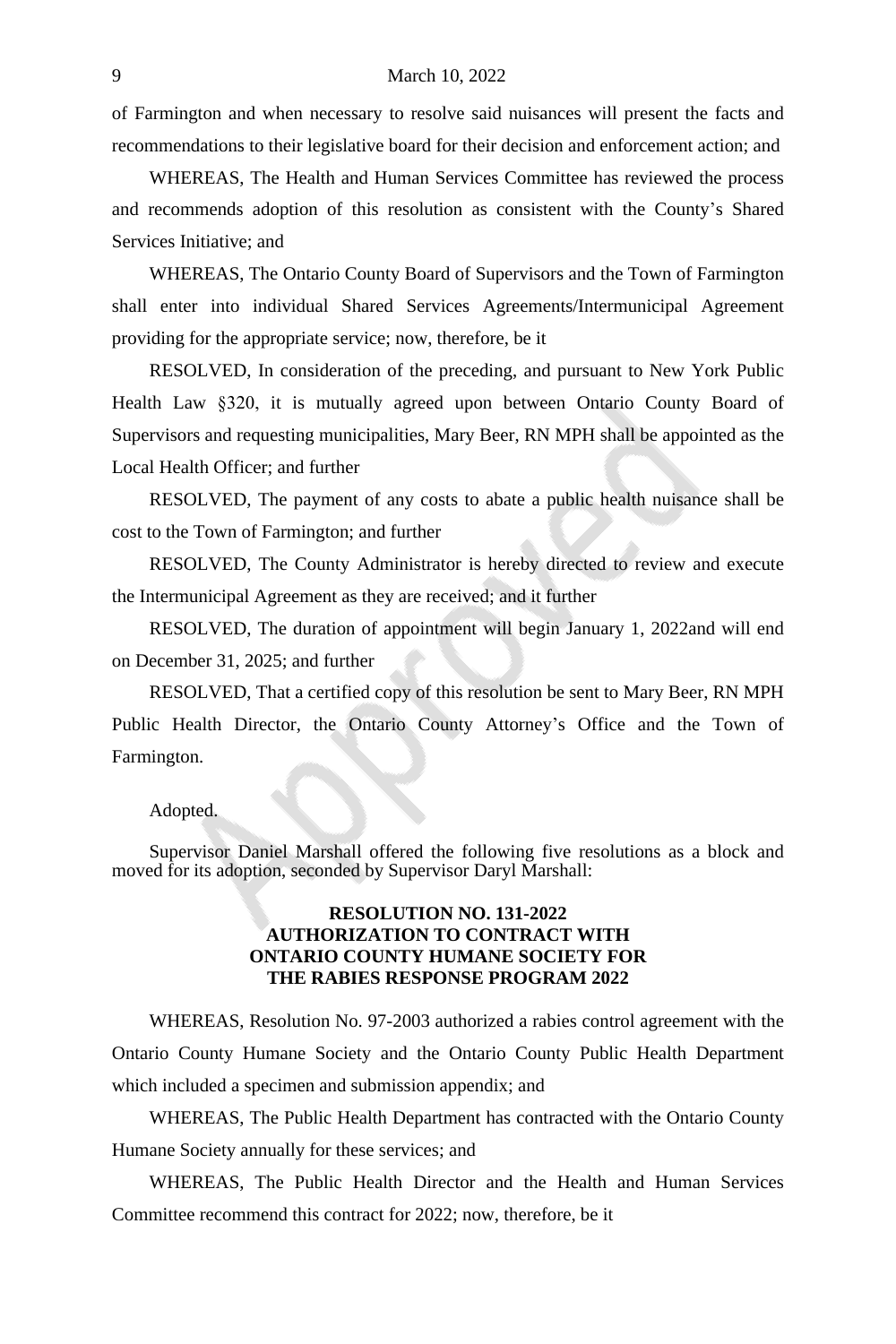of Farmington and when necessary to resolve said nuisances will present the facts and recommendations to their legislative board for their decision and enforcement action; and

WHEREAS, The Health and Human Services Committee has reviewed the process and recommends adoption of this resolution as consistent with the County's Shared Services Initiative; and

WHEREAS, The Ontario County Board of Supervisors and the Town of Farmington shall enter into individual Shared Services Agreements/Intermunicipal Agreement providing for the appropriate service; now, therefore, be it

RESOLVED, In consideration of the preceding, and pursuant to New York Public Health Law §320, it is mutually agreed upon between Ontario County Board of Supervisors and requesting municipalities, Mary Beer, RN MPH shall be appointed as the Local Health Officer; and further

RESOLVED, The payment of any costs to abate a public health nuisance shall be cost to the Town of Farmington; and further

RESOLVED, The County Administrator is hereby directed to review and execute the Intermunicipal Agreement as they are received; and it further

RESOLVED, The duration of appointment will begin January 1, 2022and will end on December 31, 2025; and further

RESOLVED, That a certified copy of this resolution be sent to Mary Beer, RN MPH Public Health Director, the Ontario County Attorney's Office and the Town of Farmington.

Adopted.

Supervisor Daniel Marshall offered the following five resolutions as a block and moved for its adoption, seconded by Supervisor Daryl Marshall:

**RESOLUTION NO. 131-2022**
**AUTHORIZATION TO CONTRACT WITH ONTARIO COUNTY HUMANE SOCIETY FOR THE RABIES RESPONSE PROGRAM 2022**

WHEREAS, Resolution No. 97-2003 authorized a rabies control agreement with the Ontario County Humane Society and the Ontario County Public Health Department which included a specimen and submission appendix; and

WHEREAS, The Public Health Department has contracted with the Ontario County Humane Society annually for these services; and

WHEREAS, The Public Health Director and the Health and Human Services Committee recommend this contract for 2022; now, therefore, be it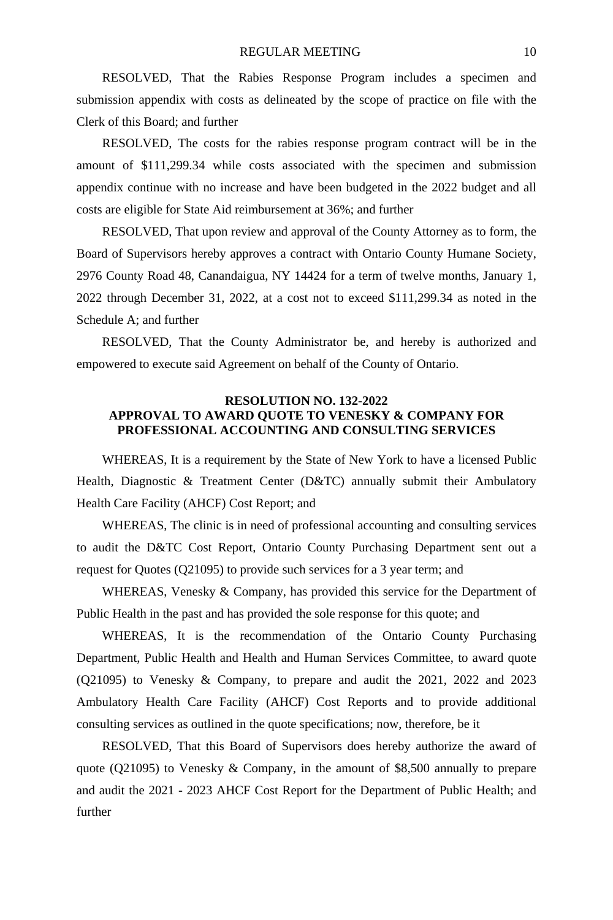RESOLVED, That the Rabies Response Program includes a specimen and submission appendix with costs as delineated by the scope of practice on file with the Clerk of this Board; and further

RESOLVED, The costs for the rabies response program contract will be in the amount of $111,299.34 while costs associated with the specimen and submission appendix continue with no increase and have been budgeted in the 2022 budget and all costs are eligible for State Aid reimbursement at 36%; and further

RESOLVED, That upon review and approval of the County Attorney as to form, the Board of Supervisors hereby approves a contract with Ontario County Humane Society, 2976 County Road 48, Canandaigua, NY 14424 for a term of twelve months, January 1, 2022 through December 31, 2022, at a cost not to exceed $111,299.34 as noted in the Schedule A; and further

RESOLVED, That the County Administrator be, and hereby is authorized and empowered to execute said Agreement on behalf of the County of Ontario.

**RESOLUTION NO. 132-2022**
**APPROVAL TO AWARD QUOTE TO VENESKY & COMPANY FOR PROFESSIONAL ACCOUNTING AND CONSULTING SERVICES**

WHEREAS, It is a requirement by the State of New York to have a licensed Public Health, Diagnostic & Treatment Center (D&TC) annually submit their Ambulatory Health Care Facility (AHCF) Cost Report; and

WHEREAS, The clinic is in need of professional accounting and consulting services to audit the D&TC Cost Report, Ontario County Purchasing Department sent out a request for Quotes (Q21095) to provide such services for a 3 year term; and

WHEREAS, Venesky & Company, has provided this service for the Department of Public Health in the past and has provided the sole response for this quote; and

WHEREAS, It is the recommendation of the Ontario County Purchasing Department, Public Health and Health and Human Services Committee, to award quote (Q21095) to Venesky & Company, to prepare and audit the 2021, 2022 and 2023 Ambulatory Health Care Facility (AHCF) Cost Reports and to provide additional consulting services as outlined in the quote specifications; now, therefore, be it

RESOLVED, That this Board of Supervisors does hereby authorize the award of quote (Q21095) to Venesky & Company, in the amount of $8,500 annually to prepare and audit the 2021 - 2023 AHCF Cost Report for the Department of Public Health; and further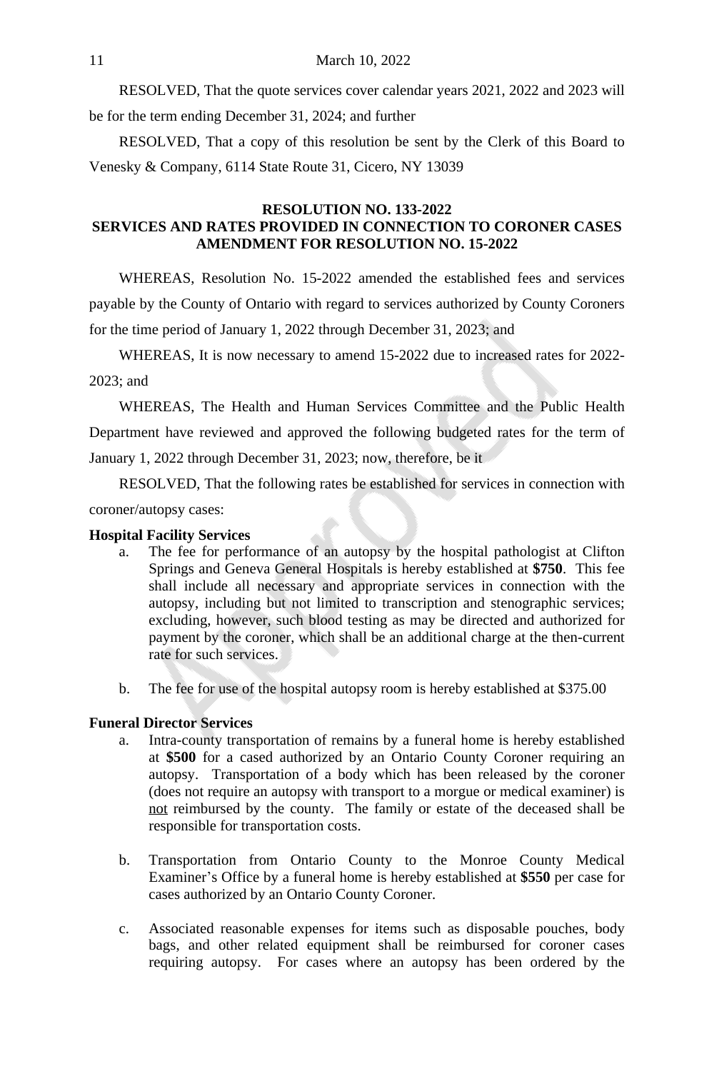RESOLVED, That the quote services cover calendar years 2021, 2022 and 2023 will be for the term ending December 31, 2024; and further

RESOLVED, That a copy of this resolution be sent by the Clerk of this Board to Venesky & Company, 6114 State Route 31, Cicero, NY 13039

**RESOLUTION NO. 133-2022**
**SERVICES AND RATES PROVIDED IN CONNECTION TO CORONER CASES AMENDMENT FOR RESOLUTION NO. 15-2022**

WHEREAS, Resolution No. 15-2022 amended the established fees and services payable by the County of Ontario with regard to services authorized by County Coroners for the time period of January 1, 2022 through December 31, 2023; and

WHEREAS, It is now necessary to amend 15-2022 due to increased rates for 2022-2023; and

WHEREAS, The Health and Human Services Committee and the Public Health Department have reviewed and approved the following budgeted rates for the term of January 1, 2022 through December 31, 2023; now, therefore, be it

RESOLVED, That the following rates be established for services in connection with coroner/autopsy cases:

**Hospital Facility Services**

a. The fee for performance of an autopsy by the hospital pathologist at Clifton Springs and Geneva General Hospitals is hereby established at **$750**. This fee shall include all necessary and appropriate services in connection with the autopsy, including but not limited to transcription and stenographic services; excluding, however, such blood testing as may be directed and authorized for payment by the coroner, which shall be an additional charge at the then-current rate for such services.

b. The fee for use of the hospital autopsy room is hereby established at $375.00

**Funeral Director Services**

a. Intra-county transportation of remains by a funeral home is hereby established at **$500** for a cased authorized by an Ontario County Coroner requiring an autopsy. Transportation of a body which has been released by the coroner (does not require an autopsy with transport to a morgue or medical examiner) is <u>not</u> reimbursed by the county. The family or estate of the deceased shall be responsible for transportation costs.

b. Transportation from Ontario County to the Monroe County Medical Examiner's Office by a funeral home is hereby established at **$550** per case for cases authorized by an Ontario County Coroner.

c. Associated reasonable expenses for items such as disposable pouches, body bags, and other related equipment shall be reimbursed for coroner cases requiring autopsy. For cases where an autopsy has been ordered by the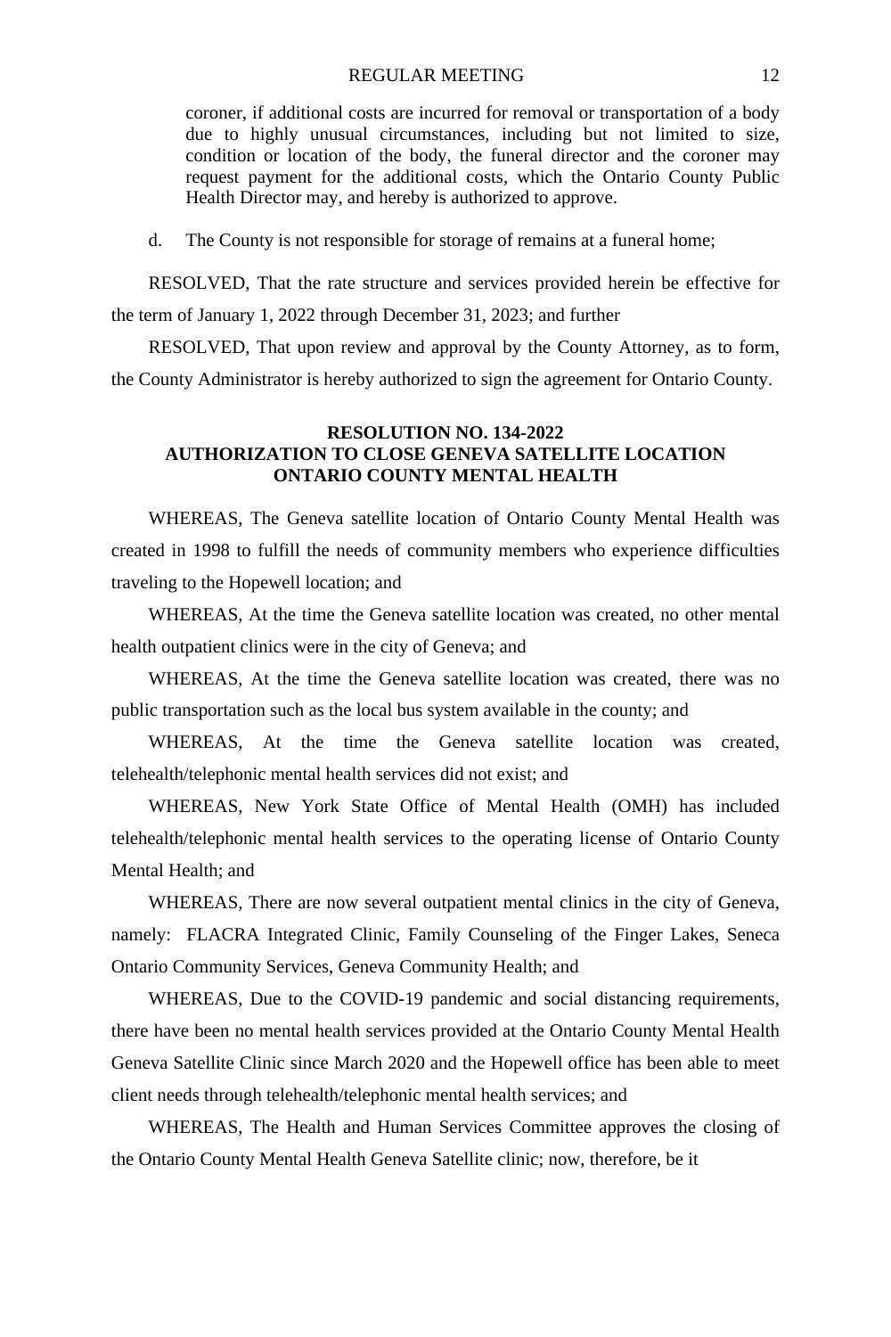coroner, if additional costs are incurred for removal or transportation of a body due to highly unusual circumstances, including but not limited to size, condition or location of the body, the funeral director and the coroner may request payment for the additional costs, which the Ontario County Public Health Director may, and hereby is authorized to approve.

d. The County is not responsible for storage of remains at a funeral home;

RESOLVED, That the rate structure and services provided herein be effective for the term of January 1, 2022 through December 31, 2023; and further

RESOLVED, That upon review and approval by the County Attorney, as to form, the County Administrator is hereby authorized to sign the agreement for Ontario County.

**RESOLUTION NO. 134-2022**
**AUTHORIZATION TO CLOSE GENEVA SATELLITE LOCATION ONTARIO COUNTY MENTAL HEALTH**

WHEREAS, The Geneva satellite location of Ontario County Mental Health was created in 1998 to fulfill the needs of community members who experience difficulties traveling to the Hopewell location; and

WHEREAS, At the time the Geneva satellite location was created, no other mental health outpatient clinics were in the city of Geneva; and

WHEREAS, At the time the Geneva satellite location was created, there was no public transportation such as the local bus system available in the county; and

WHEREAS, At the time the Geneva satellite location was created, telehealth/telephonic mental health services did not exist; and

WHEREAS, New York State Office of Mental Health (OMH) has included telehealth/telephonic mental health services to the operating license of Ontario County Mental Health; and

WHEREAS, There are now several outpatient mental clinics in the city of Geneva, namely: FLACRA Integrated Clinic, Family Counseling of the Finger Lakes, Seneca Ontario Community Services, Geneva Community Health; and

WHEREAS, Due to the COVID-19 pandemic and social distancing requirements, there have been no mental health services provided at the Ontario County Mental Health Geneva Satellite Clinic since March 2020 and the Hopewell office has been able to meet client needs through telehealth/telephonic mental health services; and

WHEREAS, The Health and Human Services Committee approves the closing of the Ontario County Mental Health Geneva Satellite clinic; now, therefore, be it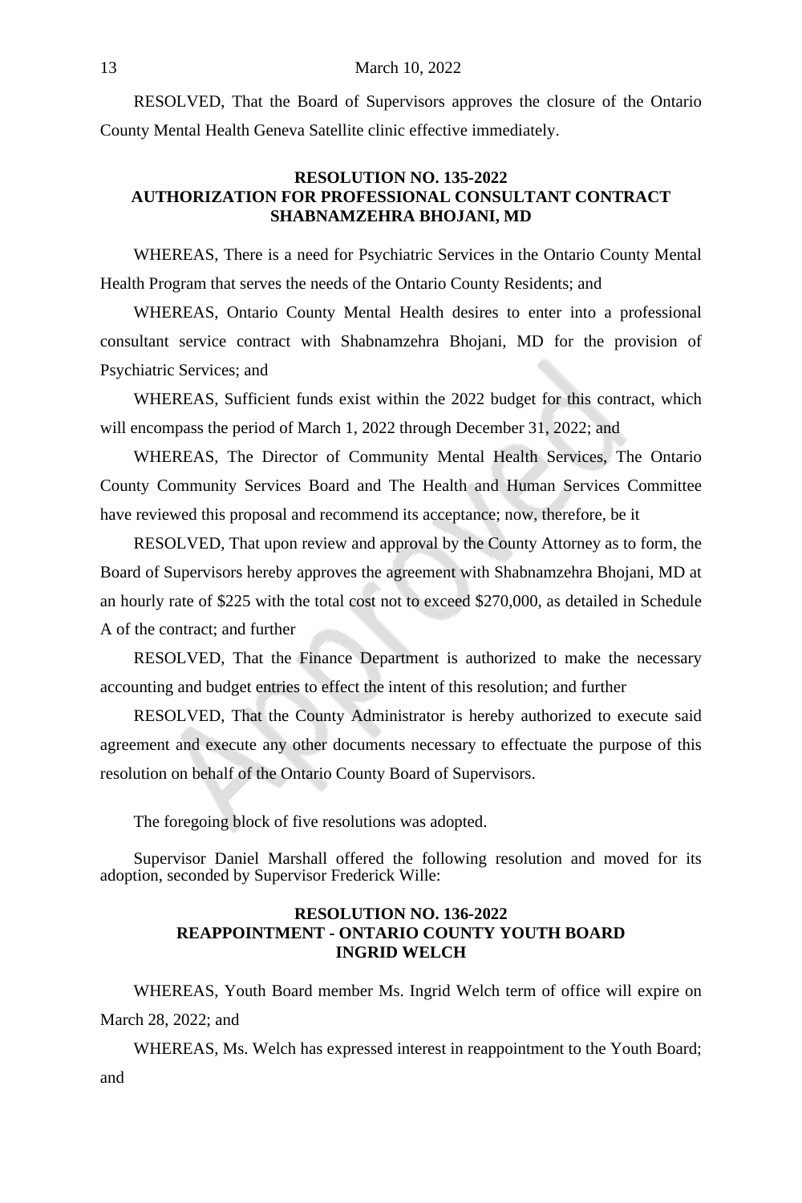RESOLVED, That the Board of Supervisors approves the closure of the Ontario County Mental Health Geneva Satellite clinic effective immediately.

### RESOLUTION NO. 135-2022
### AUTHORIZATION FOR PROFESSIONAL CONSULTANT CONTRACT
### SHABNAMZEHRA BHOJANI, MD

WHEREAS, There is a need for Psychiatric Services in the Ontario County Mental Health Program that serves the needs of the Ontario County Residents; and

WHEREAS, Ontario County Mental Health desires to enter into a professional consultant service contract with Shabnamzehra Bhojani, MD for the provision of Psychiatric Services; and

WHEREAS, Sufficient funds exist within the 2022 budget for this contract, which will encompass the period of March 1, 2022 through December 31, 2022; and

WHEREAS, The Director of Community Mental Health Services, The Ontario County Community Services Board and The Health and Human Services Committee have reviewed this proposal and recommend its acceptance; now, therefore, be it

RESOLVED, That upon review and approval by the County Attorney as to form, the Board of Supervisors hereby approves the agreement with Shabnamzehra Bhojani, MD at an hourly rate of $225 with the total cost not to exceed $270,000, as detailed in Schedule A of the contract; and further

RESOLVED, That the Finance Department is authorized to make the necessary accounting and budget entries to effect the intent of this resolution; and further

RESOLVED, That the County Administrator is hereby authorized to execute said agreement and execute any other documents necessary to effectuate the purpose of this resolution on behalf of the Ontario County Board of Supervisors.

The foregoing block of five resolutions was adopted.

Supervisor Daniel Marshall offered the following resolution and moved for its adoption, seconded by Supervisor Frederick Wille:

### RESOLUTION NO. 136-2022
### REAPPOINTMENT - ONTARIO COUNTY YOUTH BOARD
### INGRID WELCH

WHEREAS, Youth Board member Ms. Ingrid Welch term of office will expire on March 28, 2022; and

WHEREAS, Ms. Welch has expressed interest in reappointment to the Youth Board; and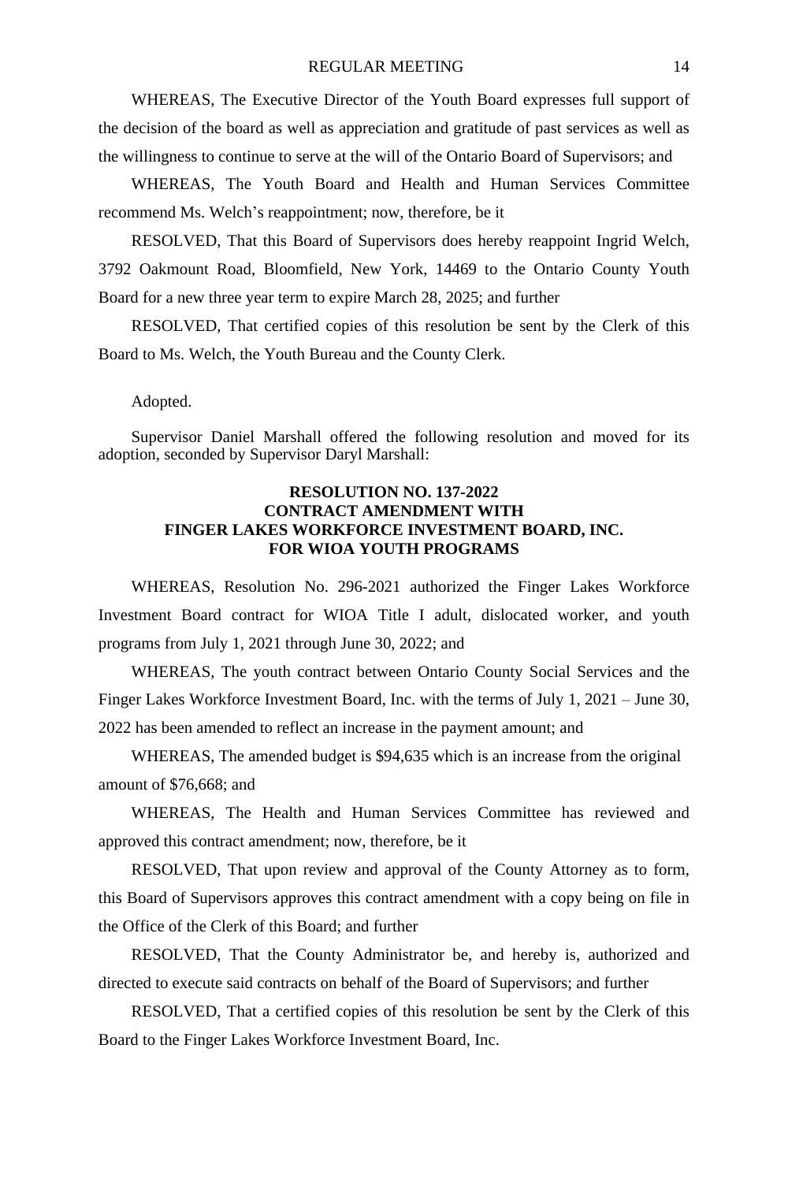WHEREAS, The Executive Director of the Youth Board expresses full support of the decision of the board as well as appreciation and gratitude of past services as well as the willingness to continue to serve at the will of the Ontario Board of Supervisors; and

WHEREAS, The Youth Board and Health and Human Services Committee recommend Ms. Welch's reappointment; now, therefore, be it

RESOLVED, That this Board of Supervisors does hereby reappoint Ingrid Welch, 3792 Oakmount Road, Bloomfield, New York, 14469 to the Ontario County Youth Board for a new three year term to expire March 28, 2025; and further

RESOLVED, That certified copies of this resolution be sent by the Clerk of this Board to Ms. Welch, the Youth Bureau and the County Clerk.

Adopted.

Supervisor Daniel Marshall offered the following resolution and moved for its adoption, seconded by Supervisor Daryl Marshall:

**RESOLUTION NO. 137-2022**
**CONTRACT AMENDMENT WITH**
**FINGER LAKES WORKFORCE INVESTMENT BOARD, INC.**
**FOR WIOA YOUTH PROGRAMS**

WHEREAS, Resolution No. 296-2021 authorized the Finger Lakes Workforce Investment Board contract for WIOA Title I adult, dislocated worker, and youth programs from July 1, 2021 through June 30, 2022; and

WHEREAS, The youth contract between Ontario County Social Services and the Finger Lakes Workforce Investment Board, Inc. with the terms of July 1, 2021 – June 30, 2022 has been amended to reflect an increase in the payment amount; and

WHEREAS, The amended budget is $94,635 which is an increase from the original amount of $76,668; and

WHEREAS, The Health and Human Services Committee has reviewed and approved this contract amendment; now, therefore, be it

RESOLVED, That upon review and approval of the County Attorney as to form, this Board of Supervisors approves this contract amendment with a copy being on file in the Office of the Clerk of this Board; and further

RESOLVED, That the County Administrator be, and hereby is, authorized and directed to execute said contracts on behalf of the Board of Supervisors; and further

RESOLVED, That a certified copies of this resolution be sent by the Clerk of this Board to the Finger Lakes Workforce Investment Board, Inc.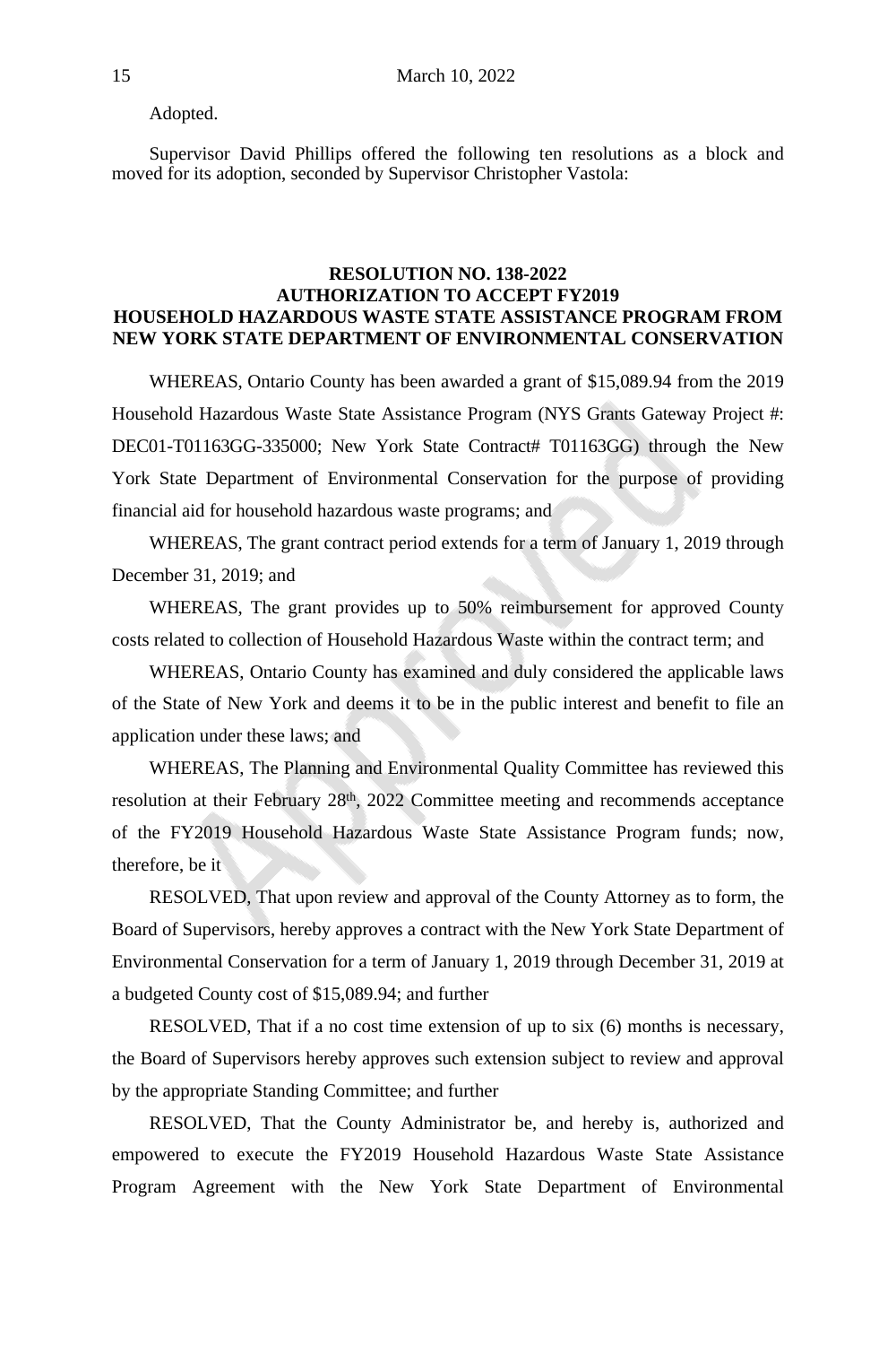Adopted.

Supervisor David Phillips offered the following ten resolutions as a block and moved for its adoption, seconded by Supervisor Christopher Vastola:

**RESOLUTION NO. 138-2022**
**AUTHORIZATION TO ACCEPT FY2019**
**HOUSEHOLD HAZARDOUS WASTE STATE ASSISTANCE PROGRAM FROM NEW YORK STATE DEPARTMENT OF ENVIRONMENTAL CONSERVATION**

WHEREAS, Ontario County has been awarded a grant of $15,089.94 from the 2019 Household Hazardous Waste State Assistance Program (NYS Grants Gateway Project #: DEC01-T01163GG-335000; New York State Contract# T01163GG) through the New York State Department of Environmental Conservation for the purpose of providing financial aid for household hazardous waste programs; and

WHEREAS, The grant contract period extends for a term of January 1, 2019 through December 31, 2019; and

WHEREAS, The grant provides up to 50% reimbursement for approved County costs related to collection of Household Hazardous Waste within the contract term; and

WHEREAS, Ontario County has examined and duly considered the applicable laws of the State of New York and deems it to be in the public interest and benefit to file an application under these laws; and

WHEREAS, The Planning and Environmental Quality Committee has reviewed this resolution at their February 28th, 2022 Committee meeting and recommends acceptance of the FY2019 Household Hazardous Waste State Assistance Program funds; now, therefore, be it

RESOLVED, That upon review and approval of the County Attorney as to form, the Board of Supervisors, hereby approves a contract with the New York State Department of Environmental Conservation for a term of January 1, 2019 through December 31, 2019 at a budgeted County cost of $15,089.94; and further

RESOLVED, That if a no cost time extension of up to six (6) months is necessary, the Board of Supervisors hereby approves such extension subject to review and approval by the appropriate Standing Committee; and further

RESOLVED, That the County Administrator be, and hereby is, authorized and empowered to execute the FY2019 Household Hazardous Waste State Assistance Program Agreement with the New York State Department of Environmental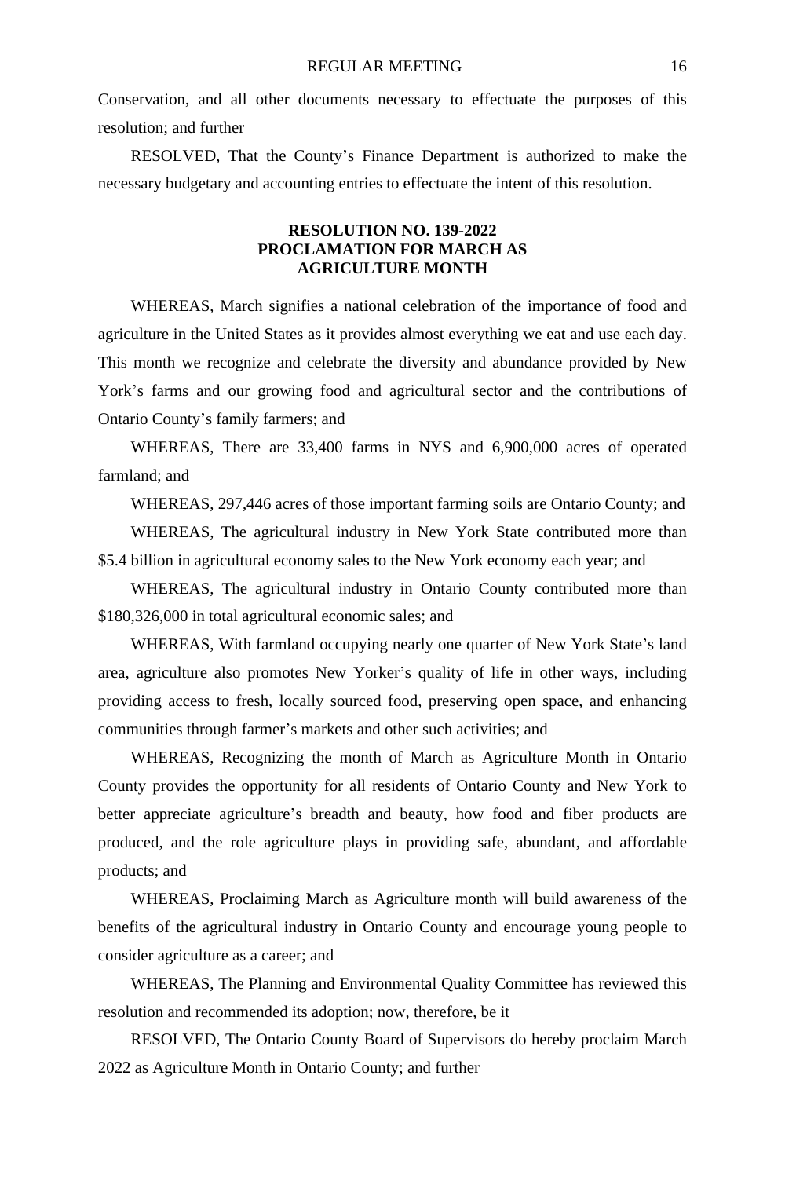Conservation, and all other documents necessary to effectuate the purposes of this resolution; and further

RESOLVED, That the County's Finance Department is authorized to make the necessary budgetary and accounting entries to effectuate the intent of this resolution.

**RESOLUTION NO. 139-2022**
**PROCLAMATION FOR MARCH AS AGRICULTURE MONTH**

WHEREAS, March signifies a national celebration of the importance of food and agriculture in the United States as it provides almost everything we eat and use each day. This month we recognize and celebrate the diversity and abundance provided by New York's farms and our growing food and agricultural sector and the contributions of Ontario County's family farmers; and

WHEREAS, There are 33,400 farms in NYS and 6,900,000 acres of operated farmland; and

WHEREAS, 297,446 acres of those important farming soils are Ontario County; and

WHEREAS, The agricultural industry in New York State contributed more than $5.4 billion in agricultural economy sales to the New York economy each year; and

WHEREAS, The agricultural industry in Ontario County contributed more than $180,326,000 in total agricultural economic sales; and

WHEREAS, With farmland occupying nearly one quarter of New York State's land area, agriculture also promotes New Yorker's quality of life in other ways, including providing access to fresh, locally sourced food, preserving open space, and enhancing communities through farmer's markets and other such activities; and

WHEREAS, Recognizing the month of March as Agriculture Month in Ontario County provides the opportunity for all residents of Ontario County and New York to better appreciate agriculture's breadth and beauty, how food and fiber products are produced, and the role agriculture plays in providing safe, abundant, and affordable products; and

WHEREAS, Proclaiming March as Agriculture month will build awareness of the benefits of the agricultural industry in Ontario County and encourage young people to consider agriculture as a career; and

WHEREAS, The Planning and Environmental Quality Committee has reviewed this resolution and recommended its adoption; now, therefore, be it

RESOLVED, The Ontario County Board of Supervisors do hereby proclaim March 2022 as Agriculture Month in Ontario County; and further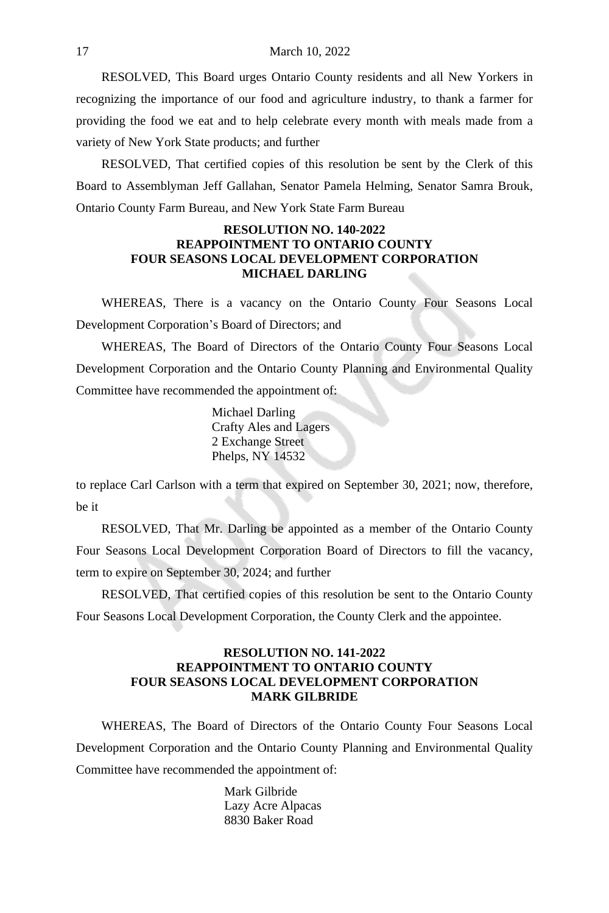RESOLVED, This Board urges Ontario County residents and all New Yorkers in recognizing the importance of our food and agriculture industry, to thank a farmer for providing the food we eat and to help celebrate every month with meals made from a variety of New York State products; and further

RESOLVED, That certified copies of this resolution be sent by the Clerk of this Board to Assemblyman Jeff Gallahan, Senator Pamela Helming, Senator Samra Brouk, Ontario County Farm Bureau, and New York State Farm Bureau

**RESOLUTION NO. 140-2022**
**REAPPOINTMENT TO ONTARIO COUNTY**
**FOUR SEASONS LOCAL DEVELOPMENT CORPORATION**
**MICHAEL DARLING**

WHEREAS, There is a vacancy on the Ontario County Four Seasons Local Development Corporation's Board of Directors; and

WHEREAS, The Board of Directors of the Ontario County Four Seasons Local Development Corporation and the Ontario County Planning and Environmental Quality Committee have recommended the appointment of:

Michael Darling
Crafty Ales and Lagers
2 Exchange Street
Phelps, NY 14532

to replace Carl Carlson with a term that expired on September 30, 2021; now, therefore, be it

RESOLVED, That Mr. Darling be appointed as a member of the Ontario County Four Seasons Local Development Corporation Board of Directors to fill the vacancy, term to expire on September 30, 2024; and further

RESOLVED, That certified copies of this resolution be sent to the Ontario County Four Seasons Local Development Corporation, the County Clerk and the appointee.

**RESOLUTION NO. 141-2022**
**REAPPOINTMENT TO ONTARIO COUNTY**
**FOUR SEASONS LOCAL DEVELOPMENT CORPORATION**
**MARK GILBRIDE**

WHEREAS, The Board of Directors of the Ontario County Four Seasons Local Development Corporation and the Ontario County Planning and Environmental Quality Committee have recommended the appointment of:

Mark Gilbride
Lazy Acre Alpacas
8830 Baker Road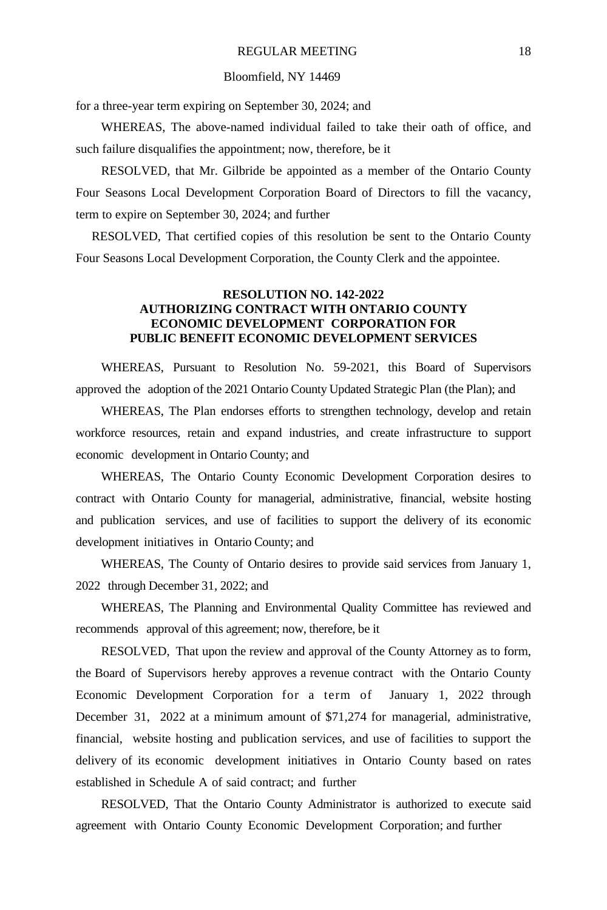for a three-year term expiring on September 30, 2024; and

WHEREAS, The above-named individual failed to take their oath of office, and such failure disqualifies the appointment; now, therefore, be it

RESOLVED, that Mr. Gilbride be appointed as a member of the Ontario County Four Seasons Local Development Corporation Board of Directors to fill the vacancy, term to expire on September 30, 2024; and further

RESOLVED, That certified copies of this resolution be sent to the Ontario County Four Seasons Local Development Corporation, the County Clerk and the appointee.

**RESOLUTION NO. 142-2022**
**AUTHORIZING CONTRACT WITH ONTARIO COUNTY ECONOMIC DEVELOPMENT CORPORATION FOR PUBLIC BENEFIT ECONOMIC DEVELOPMENT SERVICES**

WHEREAS, Pursuant to Resolution No. 59-2021, this Board of Supervisors approved the adoption of the 2021 Ontario County Updated Strategic Plan (the Plan); and

WHEREAS, The Plan endorses efforts to strengthen technology, develop and retain workforce resources, retain and expand industries, and create infrastructure to support economic development in Ontario County; and

WHEREAS, The Ontario County Economic Development Corporation desires to contract with Ontario County for managerial, administrative, financial, website hosting and publication services, and use of facilities to support the delivery of its economic development initiatives in Ontario County; and

WHEREAS, The County of Ontario desires to provide said services from January 1, 2022 through December 31, 2022; and

WHEREAS, The Planning and Environmental Quality Committee has reviewed and recommends approval of this agreement; now, therefore, be it

RESOLVED, That upon the review and approval of the County Attorney as to form, the Board of Supervisors hereby approves a revenue contract with the Ontario County Economic Development Corporation for a term of January 1, 2022 through December 31, 2022 at a minimum amount of $71,274 for managerial, administrative, financial, website hosting and publication services, and use of facilities to support the delivery of its economic development initiatives in Ontario County based on rates established in Schedule A of said contract; and further

RESOLVED, That the Ontario County Administrator is authorized to execute said agreement with Ontario County Economic Development Corporation; and further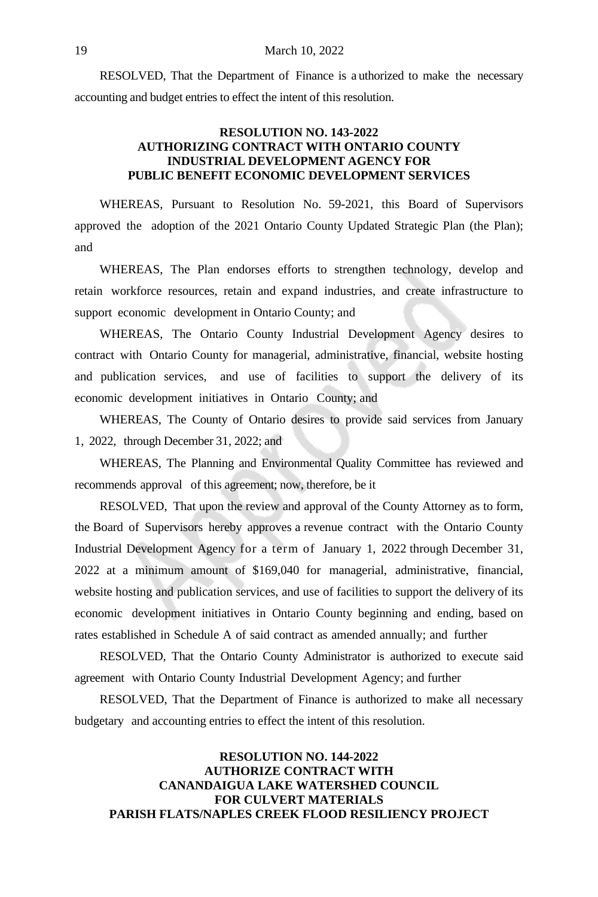RESOLVED, That the Department of Finance is authorized to make the necessary accounting and budget entries to effect the intent of this resolution.

**RESOLUTION NO. 143-2022**
**AUTHORIZING CONTRACT WITH ONTARIO COUNTY INDUSTRIAL DEVELOPMENT AGENCY FOR PUBLIC BENEFIT ECONOMIC DEVELOPMENT SERVICES**

WHEREAS, Pursuant to Resolution No. 59-2021, this Board of Supervisors approved the adoption of the 2021 Ontario County Updated Strategic Plan (the Plan); and

WHEREAS, The Plan endorses efforts to strengthen technology, develop and retain workforce resources, retain and expand industries, and create infrastructure to support economic development in Ontario County; and

WHEREAS, The Ontario County Industrial Development Agency desires to contract with Ontario County for managerial, administrative, financial, website hosting and publication services, and use of facilities to support the delivery of its economic development initiatives in Ontario County; and

WHEREAS, The County of Ontario desires to provide said services from January 1, 2022, through December 31, 2022; and

WHEREAS, The Planning and Environmental Quality Committee has reviewed and recommends approval of this agreement; now, therefore, be it

RESOLVED, That upon the review and approval of the County Attorney as to form, the Board of Supervisors hereby approves a revenue contract with the Ontario County Industrial Development Agency for a term of January 1, 2022 through December 31, 2022 at a minimum amount of $169,040 for managerial, administrative, financial, website hosting and publication services, and use of facilities to support the delivery of its economic development initiatives in Ontario County beginning and ending, based on rates established in Schedule A of said contract as amended annually; and further

RESOLVED, That the Ontario County Administrator is authorized to execute said agreement with Ontario County Industrial Development Agency; and further

RESOLVED, That the Department of Finance is authorized to make all necessary budgetary and accounting entries to effect the intent of this resolution.

**RESOLUTION NO. 144-2022**
**AUTHORIZE CONTRACT WITH CANANDAIGUA LAKE WATERSHED COUNCIL FOR CULVERT MATERIALS PARISH FLATS/NAPLES CREEK FLOOD RESILIENCY PROJECT**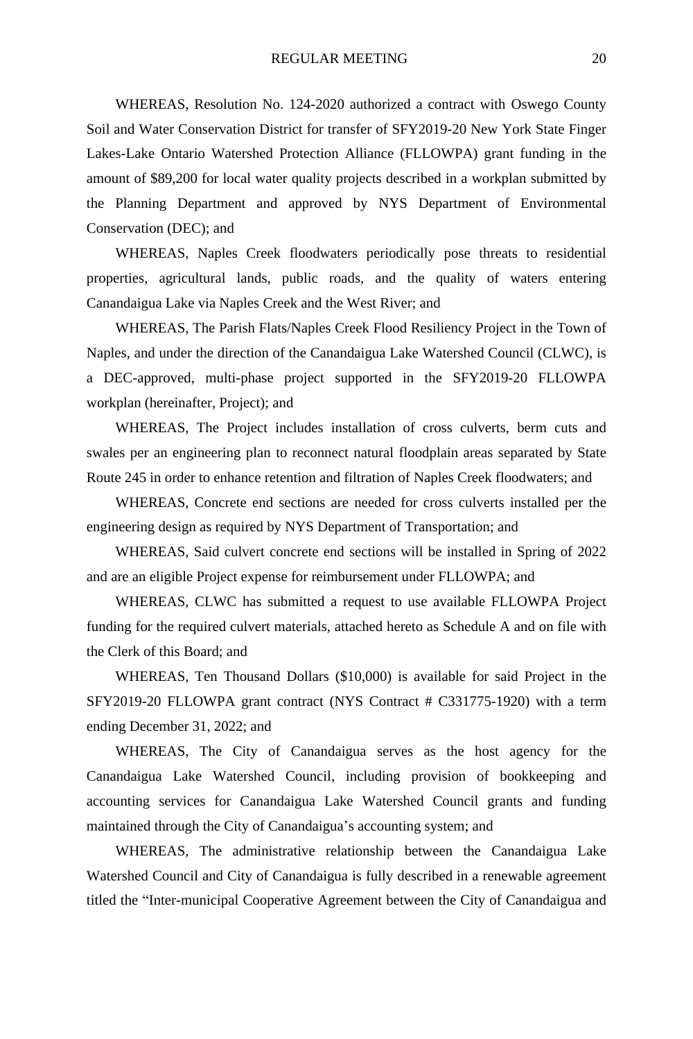WHEREAS, Resolution No. 124-2020 authorized a contract with Oswego County Soil and Water Conservation District for transfer of SFY2019-20 New York State Finger Lakes-Lake Ontario Watershed Protection Alliance (FLLOWPA) grant funding in the amount of $89,200 for local water quality projects described in a workplan submitted by the Planning Department and approved by NYS Department of Environmental Conservation (DEC); and

WHEREAS, Naples Creek floodwaters periodically pose threats to residential properties, agricultural lands, public roads, and the quality of waters entering Canandaigua Lake via Naples Creek and the West River; and

WHEREAS, The Parish Flats/Naples Creek Flood Resiliency Project in the Town of Naples, and under the direction of the Canandaigua Lake Watershed Council (CLWC), is a DEC-approved, multi-phase project supported in the SFY2019-20 FLLOWPA workplan (hereinafter, Project); and

WHEREAS, The Project includes installation of cross culverts, berm cuts and swales per an engineering plan to reconnect natural floodplain areas separated by State Route 245 in order to enhance retention and filtration of Naples Creek floodwaters; and

WHEREAS, Concrete end sections are needed for cross culverts installed per the engineering design as required by NYS Department of Transportation; and

WHEREAS, Said culvert concrete end sections will be installed in Spring of 2022 and are an eligible Project expense for reimbursement under FLLOWPA; and

WHEREAS, CLWC has submitted a request to use available FLLOWPA Project funding for the required culvert materials, attached hereto as Schedule A and on file with the Clerk of this Board; and

WHEREAS, Ten Thousand Dollars ($10,000) is available for said Project in the SFY2019-20 FLLOWPA grant contract (NYS Contract # C331775-1920) with a term ending December 31, 2022; and

WHEREAS, The City of Canandaigua serves as the host agency for the Canandaigua Lake Watershed Council, including provision of bookkeeping and accounting services for Canandaigua Lake Watershed Council grants and funding maintained through the City of Canandaigua's accounting system; and

WHEREAS, The administrative relationship between the Canandaigua Lake Watershed Council and City of Canandaigua is fully described in a renewable agreement titled the "Inter-municipal Cooperative Agreement between the City of Canandaigua and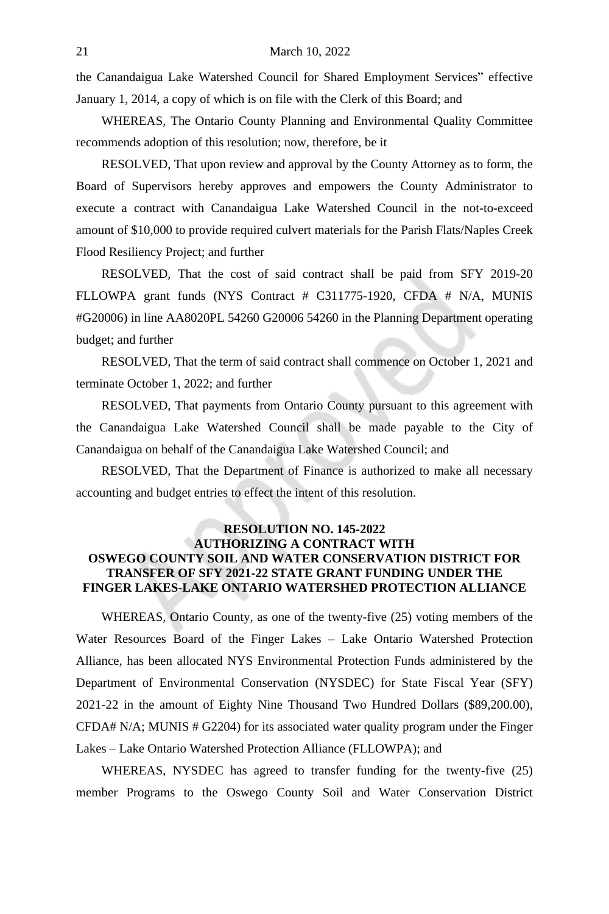the Canandaigua Lake Watershed Council for Shared Employment Services" effective January 1, 2014, a copy of which is on file with the Clerk of this Board; and

WHEREAS, The Ontario County Planning and Environmental Quality Committee recommends adoption of this resolution; now, therefore, be it

RESOLVED, That upon review and approval by the County Attorney as to form, the Board of Supervisors hereby approves and empowers the County Administrator to execute a contract with Canandaigua Lake Watershed Council in the not-to-exceed amount of $10,000 to provide required culvert materials for the Parish Flats/Naples Creek Flood Resiliency Project; and further

RESOLVED, That the cost of said contract shall be paid from SFY 2019-20 FLLOWPA grant funds (NYS Contract # C311775-1920, CFDA # N/A, MUNIS #G20006) in line AA8020PL 54260 G20006 54260 in the Planning Department operating budget; and further

RESOLVED, That the term of said contract shall commence on October 1, 2021 and terminate October 1, 2022; and further

RESOLVED, That payments from Ontario County pursuant to this agreement with the Canandaigua Lake Watershed Council shall be made payable to the City of Canandaigua on behalf of the Canandaigua Lake Watershed Council; and

RESOLVED, That the Department of Finance is authorized to make all necessary accounting and budget entries to effect the intent of this resolution.

**RESOLUTION NO. 145-2022**
**AUTHORIZING A CONTRACT WITH**
**OSWEGO COUNTY SOIL AND WATER CONSERVATION DISTRICT FOR TRANSFER OF SFY 2021-22 STATE GRANT FUNDING UNDER THE FINGER LAKES-LAKE ONTARIO WATERSHED PROTECTION ALLIANCE**

WHEREAS, Ontario County, as one of the twenty-five (25) voting members of the Water Resources Board of the Finger Lakes – Lake Ontario Watershed Protection Alliance, has been allocated NYS Environmental Protection Funds administered by the Department of Environmental Conservation (NYSDEC) for State Fiscal Year (SFY) 2021-22 in the amount of Eighty Nine Thousand Two Hundred Dollars ($89,200.00), CFDA# N/A; MUNIS # G2204) for its associated water quality program under the Finger Lakes – Lake Ontario Watershed Protection Alliance (FLLOWPA); and

WHEREAS, NYSDEC has agreed to transfer funding for the twenty-five (25) member Programs to the Oswego County Soil and Water Conservation District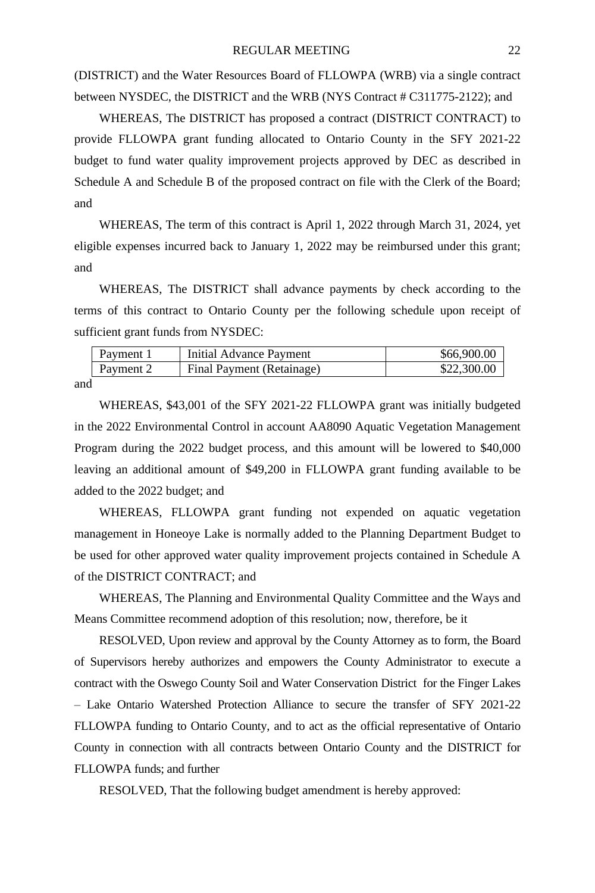(DISTRICT) and the Water Resources Board of FLLOWPA (WRB) via a single contract between NYSDEC, the DISTRICT and the WRB (NYS Contract # C311775-2122); and

WHEREAS, The DISTRICT has proposed a contract (DISTRICT CONTRACT) to provide FLLOWPA grant funding allocated to Ontario County in the SFY 2021-22 budget to fund water quality improvement projects approved by DEC as described in Schedule A and Schedule B of the proposed contract on file with the Clerk of the Board; and

WHEREAS, The term of this contract is April 1, 2022 through March 31, 2024, yet eligible expenses incurred back to January 1, 2022 may be reimbursed under this grant; and

WHEREAS, The DISTRICT shall advance payments by check according to the terms of this contract to Ontario County per the following schedule upon receipt of sufficient grant funds from NYSDEC:

| | | |
|---|---|---:|
| Payment 1 | Initial Advance Payment | $66,900.00 |
| Payment 2 | Final Payment (Retainage) | $22,300.00 |

and

WHEREAS, $43,001 of the SFY 2021-22 FLLOWPA grant was initially budgeted in the 2022 Environmental Control in account AA8090 Aquatic Vegetation Management Program during the 2022 budget process, and this amount will be lowered to $40,000 leaving an additional amount of $49,200 in FLLOWPA grant funding available to be added to the 2022 budget; and

WHEREAS, FLLOWPA grant funding not expended on aquatic vegetation management in Honeoye Lake is normally added to the Planning Department Budget to be used for other approved water quality improvement projects contained in Schedule A of the DISTRICT CONTRACT; and

WHEREAS, The Planning and Environmental Quality Committee and the Ways and Means Committee recommend adoption of this resolution; now, therefore, be it

RESOLVED, Upon review and approval by the County Attorney as to form, the Board of Supervisors hereby authorizes and empowers the County Administrator to execute a contract with the Oswego County Soil and Water Conservation District for the Finger Lakes – Lake Ontario Watershed Protection Alliance to secure the transfer of SFY 2021-22 FLLOWPA funding to Ontario County, and to act as the official representative of Ontario County in connection with all contracts between Ontario County and the DISTRICT for FLLOWPA funds; and further

RESOLVED, That the following budget amendment is hereby approved: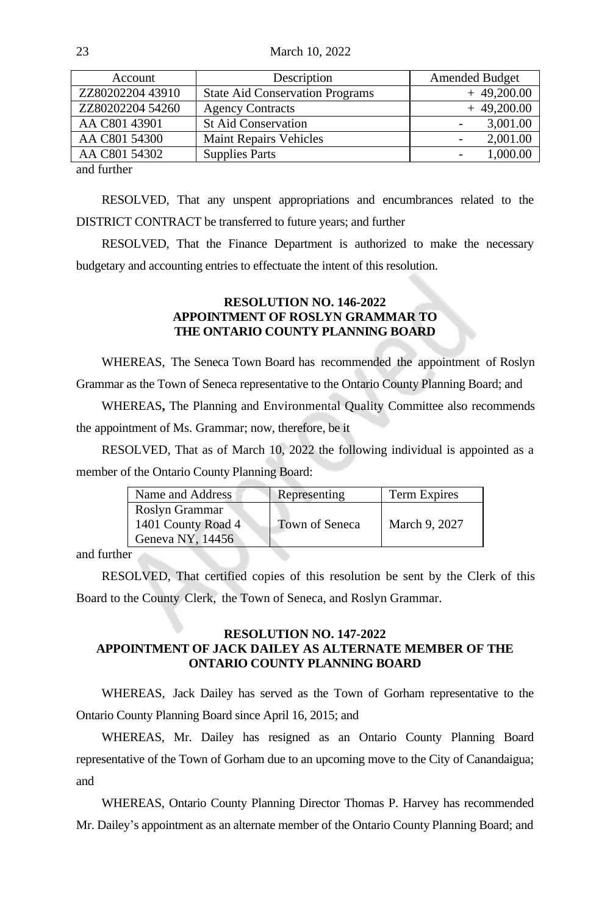| Account | Description | Amended Budget |
|---|---|---|
| ZZ80202204 43910 | State Aid Conservation Programs | + 49,200.00 |
| ZZ80202204 54260 | Agency Contracts | + 49,200.00 |
| AA C801 43901 | St Aid Conservation | - 3,001.00 |
| AA C801 54300 | Maint Repairs Vehicles | - 2,001.00 |
| AA C801 54302 | Supplies Parts | - 1,000.00 |

and further

RESOLVED, That any unspent appropriations and encumbrances related to the DISTRICT CONTRACT be transferred to future years; and further

RESOLVED, That the Finance Department is authorized to make the necessary budgetary and accounting entries to effectuate the intent of this resolution.

**RESOLUTION NO. 146-2022**
**APPOINTMENT OF ROSLYN GRAMMAR TO THE ONTARIO COUNTY PLANNING BOARD**

WHEREAS, The Seneca Town Board has recommended the appointment of Roslyn Grammar as the Town of Seneca representative to the Ontario County Planning Board; and

WHEREAS**,** The Planning and Environmental Quality Committee also recommends the appointment of Ms. Grammar; now, therefore, be it

RESOLVED, That as of March 10, 2022 the following individual is appointed as a member of the Ontario County Planning Board:

| Name and Address | Representing | Term Expires |
|---|---|---|
| Roslyn Grammar<br>1401 County Road 4<br>Geneva NY, 14456 | Town of Seneca | March 9, 2027 |

and further

RESOLVED, That certified copies of this resolution be sent by the Clerk of this Board to the County Clerk, the Town of Seneca, and Roslyn Grammar.

**RESOLUTION NO. 147-2022**
**APPOINTMENT OF JACK DAILEY AS ALTERNATE MEMBER OF THE ONTARIO COUNTY PLANNING BOARD**

WHEREAS, Jack Dailey has served as the Town of Gorham representative to the Ontario County Planning Board since April 16, 2015; and

WHEREAS, Mr. Dailey has resigned as an Ontario County Planning Board representative of the Town of Gorham due to an upcoming move to the City of Canandaigua; and

WHEREAS, Ontario County Planning Director Thomas P. Harvey has recommended Mr. Dailey's appointment as an alternate member of the Ontario County Planning Board; and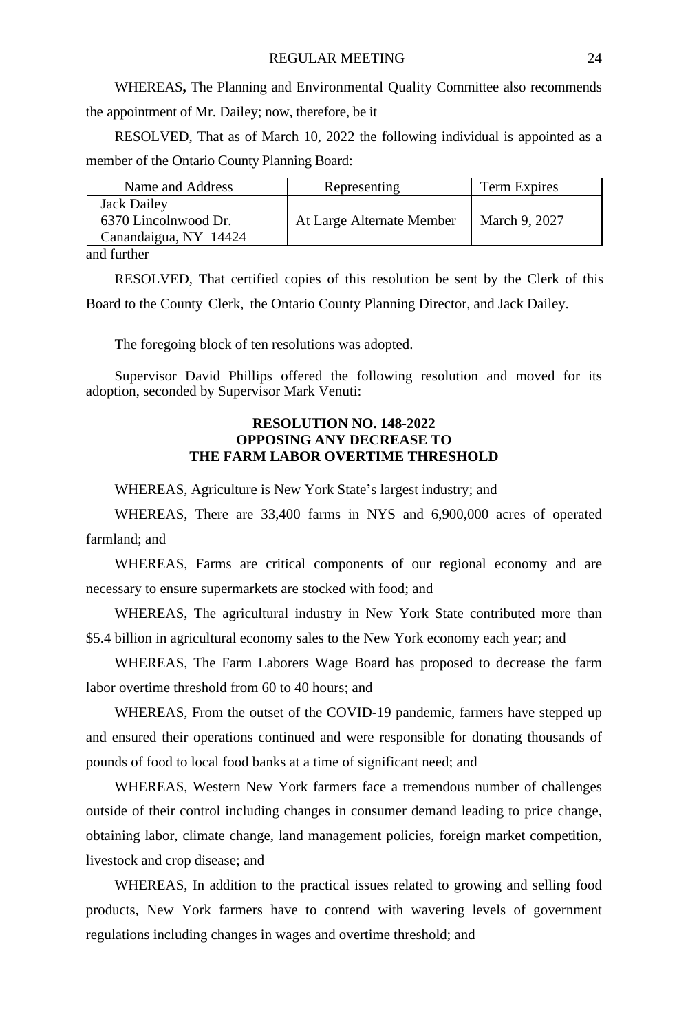WHEREAS**,** The Planning and Environmental Quality Committee also recommends the appointment of Mr. Dailey; now, therefore, be it

RESOLVED, That as of March 10, 2022 the following individual is appointed as a member of the Ontario County Planning Board:

| Name and Address | Representing | Term Expires |
|---|---|---|
| Jack Dailey<br>6370 Lincolnwood Dr.<br>Canandaigua, NY 14424 | At Large Alternate Member | March 9, 2027 |

and further

RESOLVED, That certified copies of this resolution be sent by the Clerk of this Board to the County Clerk, the Ontario County Planning Director, and Jack Dailey.

The foregoing block of ten resolutions was adopted.

Supervisor David Phillips offered the following resolution and moved for its adoption, seconded by Supervisor Mark Venuti:

**RESOLUTION NO. 148-2022**
**OPPOSING ANY DECREASE TO**
**THE FARM LABOR OVERTIME THRESHOLD**

WHEREAS, Agriculture is New York State's largest industry; and

WHEREAS, There are 33,400 farms in NYS and 6,900,000 acres of operated farmland; and

WHEREAS, Farms are critical components of our regional economy and are necessary to ensure supermarkets are stocked with food; and

WHEREAS, The agricultural industry in New York State contributed more than $5.4 billion in agricultural economy sales to the New York economy each year; and

WHEREAS, The Farm Laborers Wage Board has proposed to decrease the farm labor overtime threshold from 60 to 40 hours; and

WHEREAS, From the outset of the COVID-19 pandemic, farmers have stepped up and ensured their operations continued and were responsible for donating thousands of pounds of food to local food banks at a time of significant need; and

WHEREAS, Western New York farmers face a tremendous number of challenges outside of their control including changes in consumer demand leading to price change, obtaining labor, climate change, land management policies, foreign market competition, livestock and crop disease; and

WHEREAS, In addition to the practical issues related to growing and selling food products, New York farmers have to contend with wavering levels of government regulations including changes in wages and overtime threshold; and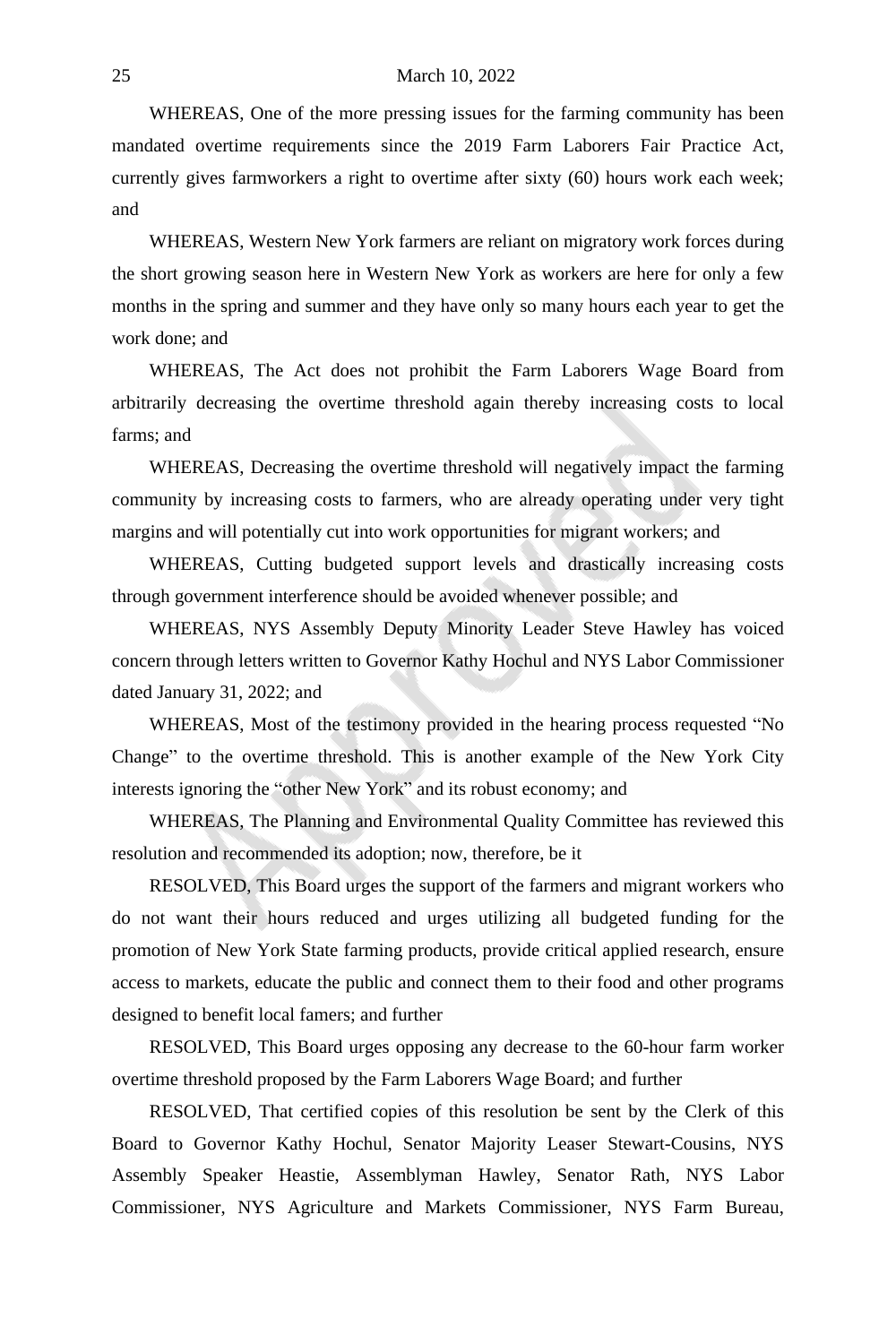WHEREAS, One of the more pressing issues for the farming community has been mandated overtime requirements since the 2019 Farm Laborers Fair Practice Act, currently gives farmworkers a right to overtime after sixty (60) hours work each week; and

WHEREAS, Western New York farmers are reliant on migratory work forces during the short growing season here in Western New York as workers are here for only a few months in the spring and summer and they have only so many hours each year to get the work done; and

WHEREAS, The Act does not prohibit the Farm Laborers Wage Board from arbitrarily decreasing the overtime threshold again thereby increasing costs to local farms; and

WHEREAS, Decreasing the overtime threshold will negatively impact the farming community by increasing costs to farmers, who are already operating under very tight margins and will potentially cut into work opportunities for migrant workers; and

WHEREAS, Cutting budgeted support levels and drastically increasing costs through government interference should be avoided whenever possible; and

WHEREAS, NYS Assembly Deputy Minority Leader Steve Hawley has voiced concern through letters written to Governor Kathy Hochul and NYS Labor Commissioner dated January 31, 2022; and

WHEREAS, Most of the testimony provided in the hearing process requested "No Change" to the overtime threshold. This is another example of the New York City interests ignoring the "other New York" and its robust economy; and

WHEREAS, The Planning and Environmental Quality Committee has reviewed this resolution and recommended its adoption; now, therefore, be it

RESOLVED, This Board urges the support of the farmers and migrant workers who do not want their hours reduced and urges utilizing all budgeted funding for the promotion of New York State farming products, provide critical applied research, ensure access to markets, educate the public and connect them to their food and other programs designed to benefit local famers; and further

RESOLVED, This Board urges opposing any decrease to the 60-hour farm worker overtime threshold proposed by the Farm Laborers Wage Board; and further

RESOLVED, That certified copies of this resolution be sent by the Clerk of this Board to Governor Kathy Hochul, Senator Majority Leaser Stewart-Cousins, NYS Assembly Speaker Heastie, Assemblyman Hawley, Senator Rath, NYS Labor Commissioner, NYS Agriculture and Markets Commissioner, NYS Farm Bureau,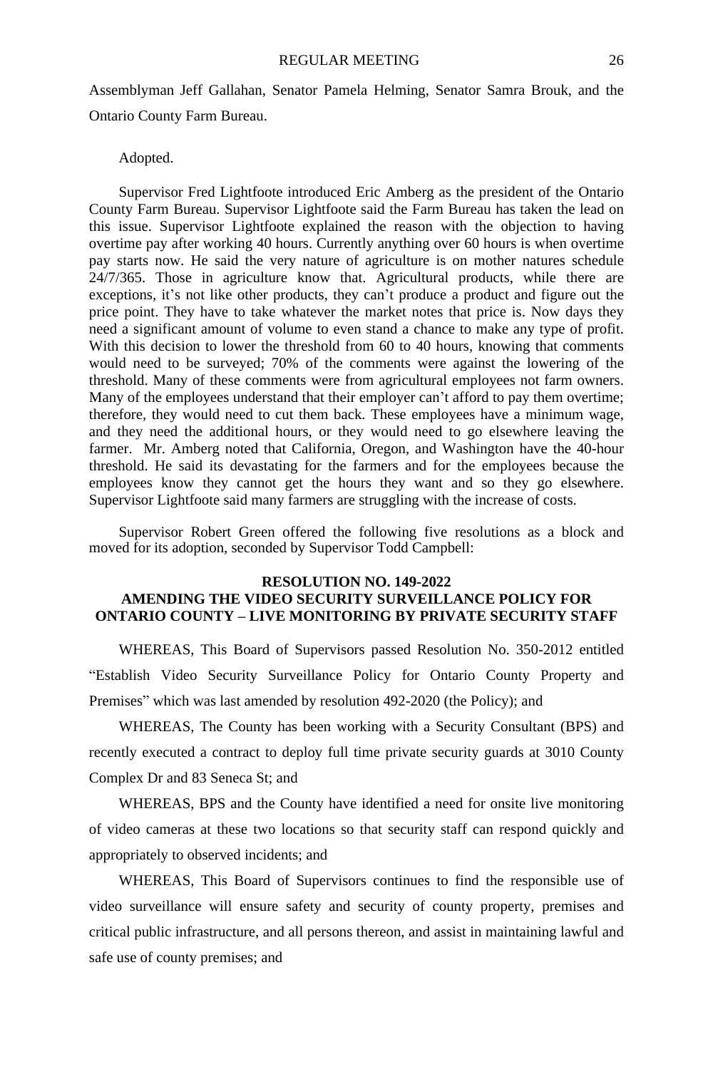Assemblyman Jeff Gallahan, Senator Pamela Helming, Senator Samra Brouk, and the Ontario County Farm Bureau.

Adopted.

Supervisor Fred Lightfoote introduced Eric Amberg as the president of the Ontario County Farm Bureau. Supervisor Lightfoote said the Farm Bureau has taken the lead on this issue. Supervisor Lightfoote explained the reason with the objection to having overtime pay after working 40 hours. Currently anything over 60 hours is when overtime pay starts now. He said the very nature of agriculture is on mother natures schedule 24/7/365. Those in agriculture know that. Agricultural products, while there are exceptions, it's not like other products, they can't produce a product and figure out the price point. They have to take whatever the market notes that price is. Now days they need a significant amount of volume to even stand a chance to make any type of profit. With this decision to lower the threshold from 60 to 40 hours, knowing that comments would need to be surveyed; 70% of the comments were against the lowering of the threshold. Many of these comments were from agricultural employees not farm owners. Many of the employees understand that their employer can't afford to pay them overtime; therefore, they would need to cut them back. These employees have a minimum wage, and they need the additional hours, or they would need to go elsewhere leaving the farmer. Mr. Amberg noted that California, Oregon, and Washington have the 40-hour threshold. He said its devastating for the farmers and for the employees because the employees know they cannot get the hours they want and so they go elsewhere. Supervisor Lightfoote said many farmers are struggling with the increase of costs.

Supervisor Robert Green offered the following five resolutions as a block and moved for its adoption, seconded by Supervisor Todd Campbell:

**RESOLUTION NO. 149-2022**
**AMENDING THE VIDEO SECURITY SURVEILLANCE POLICY FOR ONTARIO COUNTY – LIVE MONITORING BY PRIVATE SECURITY STAFF**

WHEREAS, This Board of Supervisors passed Resolution No. 350-2012 entitled "Establish Video Security Surveillance Policy for Ontario County Property and Premises" which was last amended by resolution 492-2020 (the Policy); and

WHEREAS, The County has been working with a Security Consultant (BPS) and recently executed a contract to deploy full time private security guards at 3010 County Complex Dr and 83 Seneca St; and

WHEREAS, BPS and the County have identified a need for onsite live monitoring of video cameras at these two locations so that security staff can respond quickly and appropriately to observed incidents; and

WHEREAS, This Board of Supervisors continues to find the responsible use of video surveillance will ensure safety and security of county property, premises and critical public infrastructure, and all persons thereon, and assist in maintaining lawful and safe use of county premises; and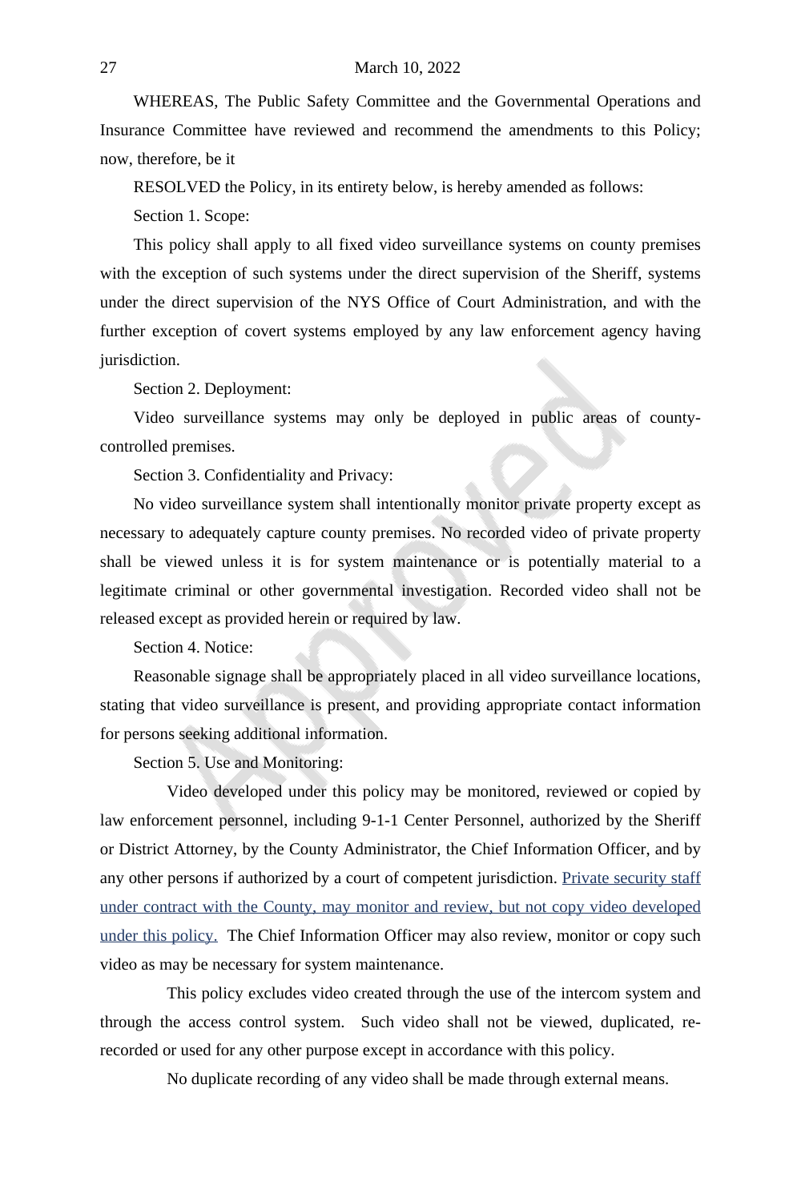WHEREAS, The Public Safety Committee and the Governmental Operations and Insurance Committee have reviewed and recommend the amendments to this Policy; now, therefore, be it

RESOLVED the Policy, in its entirety below, is hereby amended as follows:

Section 1. Scope:

This policy shall apply to all fixed video surveillance systems on county premises with the exception of such systems under the direct supervision of the Sheriff, systems under the direct supervision of the NYS Office of Court Administration, and with the further exception of covert systems employed by any law enforcement agency having jurisdiction.

Section 2. Deployment:

Video surveillance systems may only be deployed in public areas of county-controlled premises.

Section 3. Confidentiality and Privacy:

No video surveillance system shall intentionally monitor private property except as necessary to adequately capture county premises. No recorded video of private property shall be viewed unless it is for system maintenance or is potentially material to a legitimate criminal or other governmental investigation. Recorded video shall not be released except as provided herein or required by law.

Section 4. Notice:

Reasonable signage shall be appropriately placed in all video surveillance locations, stating that video surveillance is present, and providing appropriate contact information for persons seeking additional information.

Section 5. Use and Monitoring:

Video developed under this policy may be monitored, reviewed or copied by law enforcement personnel, including 9-1-1 Center Personnel, authorized by the Sheriff or District Attorney, by the County Administrator, the Chief Information Officer, and by any other persons if authorized by a court of competent jurisdiction. Private security staff under contract with the County, may monitor and review, but not copy video developed under this policy. The Chief Information Officer may also review, monitor or copy such video as may be necessary for system maintenance.

This policy excludes video created through the use of the intercom system and through the access control system. Such video shall not be viewed, duplicated, re-recorded or used for any other purpose except in accordance with this policy.

No duplicate recording of any video shall be made through external means.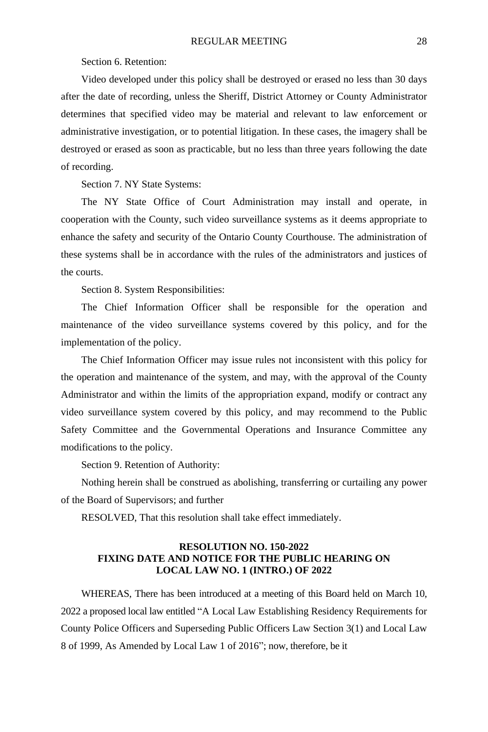Section 6. Retention:

Video developed under this policy shall be destroyed or erased no less than 30 days after the date of recording, unless the Sheriff, District Attorney or County Administrator determines that specified video may be material and relevant to law enforcement or administrative investigation, or to potential litigation. In these cases, the imagery shall be destroyed or erased as soon as practicable, but no less than three years following the date of recording.

Section 7. NY State Systems:

The NY State Office of Court Administration may install and operate, in cooperation with the County, such video surveillance systems as it deems appropriate to enhance the safety and security of the Ontario County Courthouse. The administration of these systems shall be in accordance with the rules of the administrators and justices of the courts.

Section 8. System Responsibilities:

The Chief Information Officer shall be responsible for the operation and maintenance of the video surveillance systems covered by this policy, and for the implementation of the policy.

The Chief Information Officer may issue rules not inconsistent with this policy for the operation and maintenance of the system, and may, with the approval of the County Administrator and within the limits of the appropriation expand, modify or contract any video surveillance system covered by this policy, and may recommend to the Public Safety Committee and the Governmental Operations and Insurance Committee any modifications to the policy.

Section 9. Retention of Authority:

Nothing herein shall be construed as abolishing, transferring or curtailing any power of the Board of Supervisors; and further

RESOLVED, That this resolution shall take effect immediately.

## RESOLUTION NO. 150-2022
## FIXING DATE AND NOTICE FOR THE PUBLIC HEARING ON LOCAL LAW NO. 1 (INTRO.) OF 2022

WHEREAS, There has been introduced at a meeting of this Board held on March 10, 2022 a proposed local law entitled "A Local Law Establishing Residency Requirements for County Police Officers and Superseding Public Officers Law Section 3(1) and Local Law 8 of 1999, As Amended by Local Law 1 of 2016"; now, therefore, be it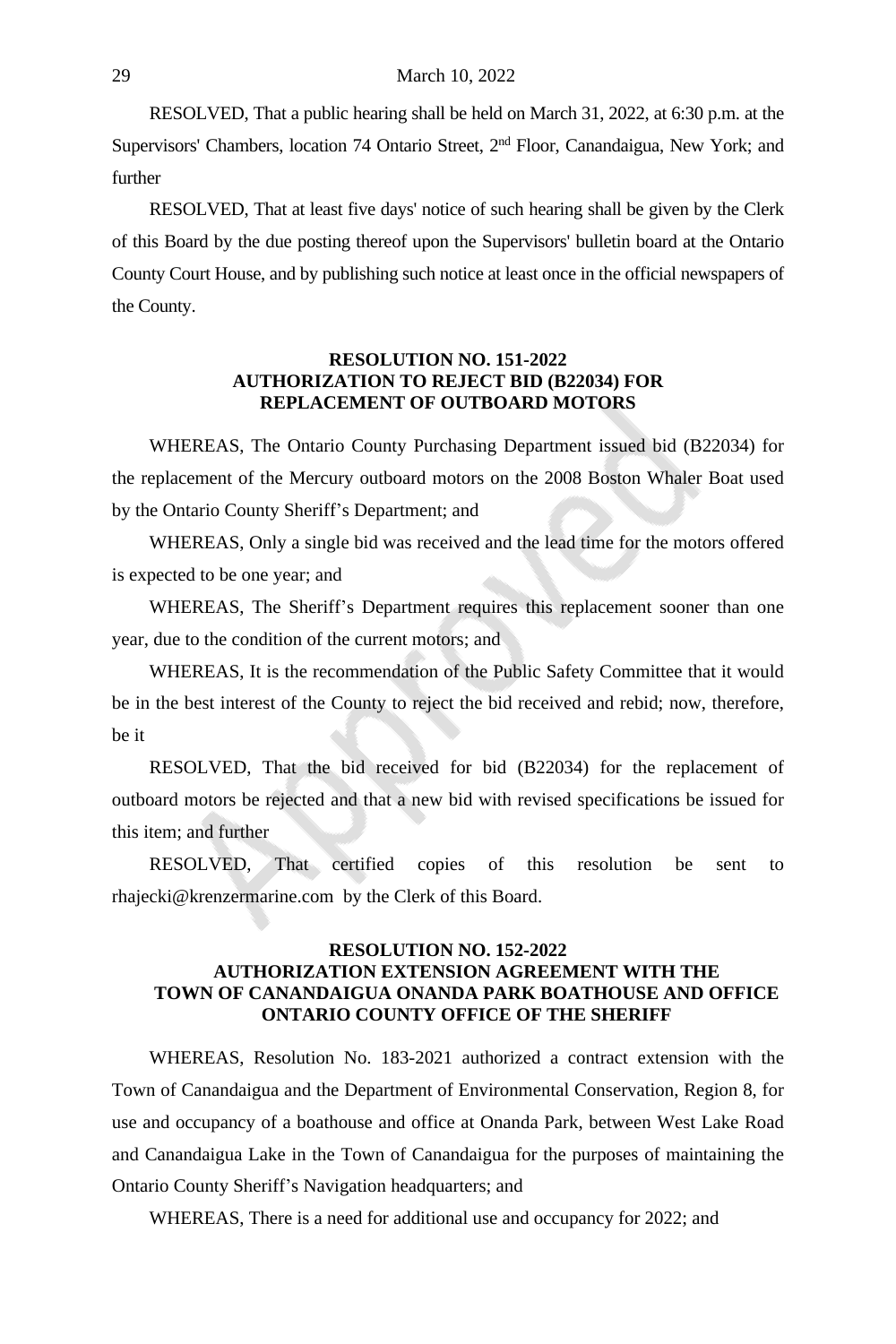RESOLVED, That a public hearing shall be held on March 31, 2022, at 6:30 p.m. at the Supervisors' Chambers, location 74 Ontario Street, 2nd Floor, Canandaigua, New York; and further

RESOLVED, That at least five days' notice of such hearing shall be given by the Clerk of this Board by the due posting thereof upon the Supervisors' bulletin board at the Ontario County Court House, and by publishing such notice at least once in the official newspapers of the County.

**RESOLUTION NO. 151-2022**
**AUTHORIZATION TO REJECT BID (B22034) FOR REPLACEMENT OF OUTBOARD MOTORS**

WHEREAS, The Ontario County Purchasing Department issued bid (B22034) for the replacement of the Mercury outboard motors on the 2008 Boston Whaler Boat used by the Ontario County Sheriff's Department; and

WHEREAS, Only a single bid was received and the lead time for the motors offered is expected to be one year; and

WHEREAS, The Sheriff's Department requires this replacement sooner than one year, due to the condition of the current motors; and

WHEREAS, It is the recommendation of the Public Safety Committee that it would be in the best interest of the County to reject the bid received and rebid; now, therefore, be it

RESOLVED, That the bid received for bid (B22034) for the replacement of outboard motors be rejected and that a new bid with revised specifications be issued for this item; and further

RESOLVED, That certified copies of this resolution be sent to rhajecki@krenzermarine.com by the Clerk of this Board.

**RESOLUTION NO. 152-2022**
**AUTHORIZATION EXTENSION AGREEMENT WITH THE TOWN OF CANANDAIGUA ONANDA PARK BOATHOUSE AND OFFICE ONTARIO COUNTY OFFICE OF THE SHERIFF**

WHEREAS, Resolution No. 183-2021 authorized a contract extension with the Town of Canandaigua and the Department of Environmental Conservation, Region 8, for use and occupancy of a boathouse and office at Onanda Park, between West Lake Road and Canandaigua Lake in the Town of Canandaigua for the purposes of maintaining the Ontario County Sheriff's Navigation headquarters; and

WHEREAS, There is a need for additional use and occupancy for 2022; and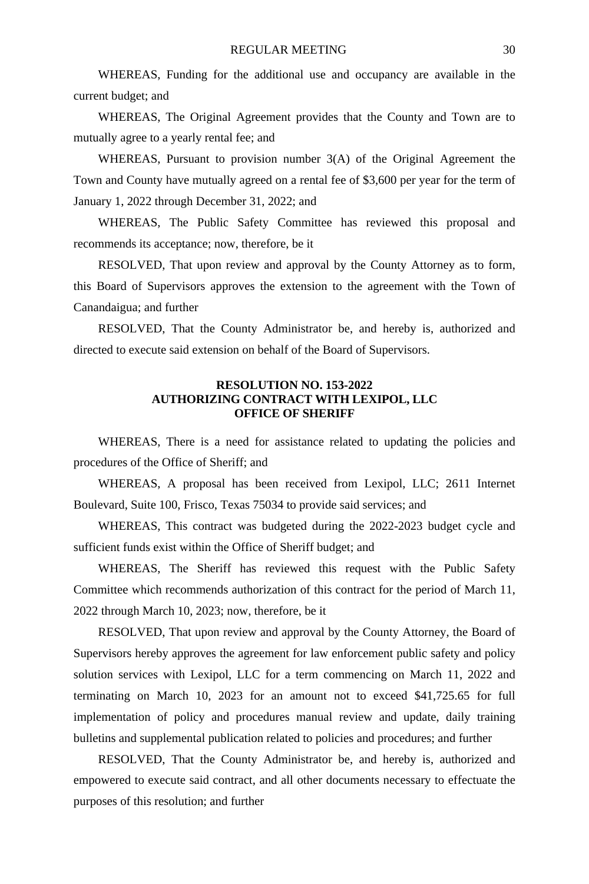WHEREAS, Funding for the additional use and occupancy are available in the current budget; and

WHEREAS, The Original Agreement provides that the County and Town are to mutually agree to a yearly rental fee; and

WHEREAS, Pursuant to provision number 3(A) of the Original Agreement the Town and County have mutually agreed on a rental fee of $3,600 per year for the term of January 1, 2022 through December 31, 2022; and

WHEREAS, The Public Safety Committee has reviewed this proposal and recommends its acceptance; now, therefore, be it

RESOLVED, That upon review and approval by the County Attorney as to form, this Board of Supervisors approves the extension to the agreement with the Town of Canandaigua; and further

RESOLVED, That the County Administrator be, and hereby is, authorized and directed to execute said extension on behalf of the Board of Supervisors.

**RESOLUTION NO. 153-2022**
**AUTHORIZING CONTRACT WITH LEXIPOL, LLC**
**OFFICE OF SHERIFF**

WHEREAS, There is a need for assistance related to updating the policies and procedures of the Office of Sheriff; and

WHEREAS, A proposal has been received from Lexipol, LLC; 2611 Internet Boulevard, Suite 100, Frisco, Texas 75034 to provide said services; and

WHEREAS, This contract was budgeted during the 2022-2023 budget cycle and sufficient funds exist within the Office of Sheriff budget; and

WHEREAS, The Sheriff has reviewed this request with the Public Safety Committee which recommends authorization of this contract for the period of March 11, 2022 through March 10, 2023; now, therefore, be it

RESOLVED, That upon review and approval by the County Attorney, the Board of Supervisors hereby approves the agreement for law enforcement public safety and policy solution services with Lexipol, LLC for a term commencing on March 11, 2022 and terminating on March 10, 2023 for an amount not to exceed $41,725.65 for full implementation of policy and procedures manual review and update, daily training bulletins and supplemental publication related to policies and procedures; and further

RESOLVED, That the County Administrator be, and hereby is, authorized and empowered to execute said contract, and all other documents necessary to effectuate the purposes of this resolution; and further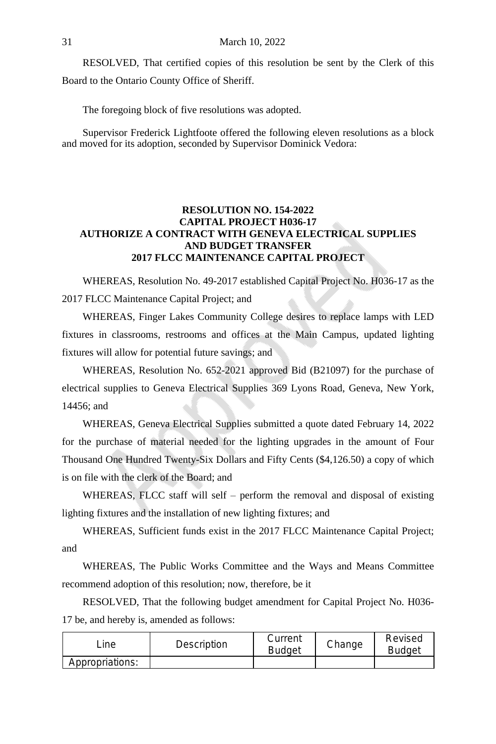RESOLVED, That certified copies of this resolution be sent by the Clerk of this Board to the Ontario County Office of Sheriff.

The foregoing block of five resolutions was adopted.

Supervisor Frederick Lightfoote offered the following eleven resolutions as a block and moved for its adoption, seconded by Supervisor Dominick Vedora:

**RESOLUTION NO. 154-2022**
**CAPITAL PROJECT H036-17**
**AUTHORIZE A CONTRACT WITH GENEVA ELECTRICAL SUPPLIES AND BUDGET TRANSFER**
**2017 FLCC MAINTENANCE CAPITAL PROJECT**

WHEREAS, Resolution No. 49-2017 established Capital Project No. H036-17 as the 2017 FLCC Maintenance Capital Project; and

WHEREAS, Finger Lakes Community College desires to replace lamps with LED fixtures in classrooms, restrooms and offices at the Main Campus, updated lighting fixtures will allow for potential future savings; and

WHEREAS, Resolution No. 652-2021 approved Bid (B21097) for the purchase of electrical supplies to Geneva Electrical Supplies 369 Lyons Road, Geneva, New York, 14456; and

WHEREAS, Geneva Electrical Supplies submitted a quote dated February 14, 2022 for the purchase of material needed for the lighting upgrades in the amount of Four Thousand One Hundred Twenty-Six Dollars and Fifty Cents ($4,126.50) a copy of which is on file with the clerk of the Board; and

WHEREAS, FLCC staff will self – perform the removal and disposal of existing lighting fixtures and the installation of new lighting fixtures; and

WHEREAS, Sufficient funds exist in the 2017 FLCC Maintenance Capital Project; and

WHEREAS, The Public Works Committee and the Ways and Means Committee recommend adoption of this resolution; now, therefore, be it

RESOLVED, That the following budget amendment for Capital Project No. H036-17 be, and hereby is, amended as follows:

| Line | Description | Current Budget | Change | Revised Budget |
|---|---|---|---|---|
| Appropriations: | | | | |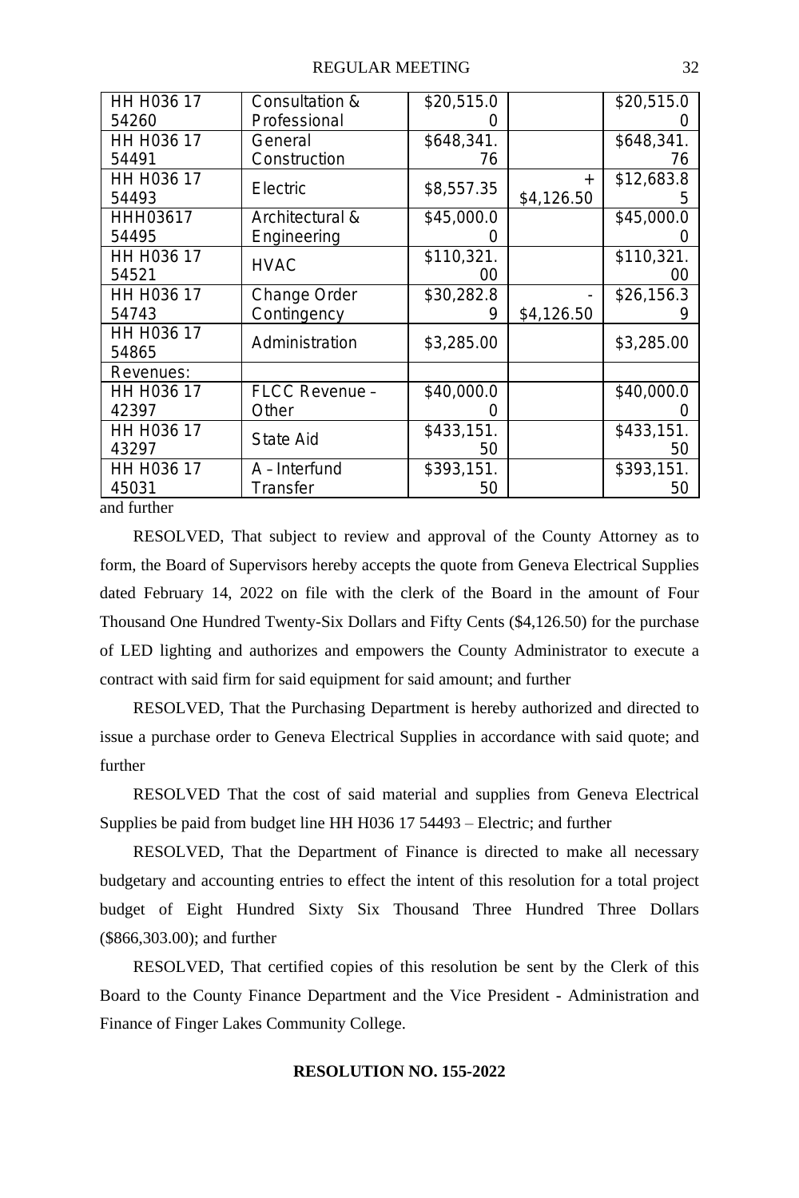| | | | | |
|---|---|---|---|---|
| HH H036 17 54260 | Consultation & Professional | $20,515.00 | | $20,515.00 |
| HH H036 17 54491 | General Construction | $648,341.76 | | $648,341.76 |
| HH H036 17 54493 | Electric | $8,557.35 | + $4,126.50 | $12,683.85 |
| HHH03617 54495 | Architectural & Engineering | $45,000.00 | | $45,000.00 |
| HH H036 17 54521 | HVAC | $110,321.00 | | $110,321.00 |
| HH H036 17 54743 | Change Order Contingency | $30,282.89 | - $4,126.50 | $26,156.39 |
| HH H036 17 54865 | Administration | $3,285.00 | | $3,285.00 |
| Revenues: | | | | |
| HH H036 17 42397 | FLCC Revenue – Other | $40,000.00 | | $40,000.00 |
| HH H036 17 43297 | State Aid | $433,151.50 | | $433,151.50 |
| HH H036 17 45031 | A – Interfund Transfer | $393,151.50 | | $393,151.50 |

and further

RESOLVED, That subject to review and approval of the County Attorney as to form, the Board of Supervisors hereby accepts the quote from Geneva Electrical Supplies dated February 14, 2022 on file with the clerk of the Board in the amount of Four Thousand One Hundred Twenty-Six Dollars and Fifty Cents ($4,126.50) for the purchase of LED lighting and authorizes and empowers the County Administrator to execute a contract with said firm for said equipment for said amount; and further

RESOLVED, That the Purchasing Department is hereby authorized and directed to issue a purchase order to Geneva Electrical Supplies in accordance with said quote; and further

RESOLVED That the cost of said material and supplies from Geneva Electrical Supplies be paid from budget line HH H036 17 54493 – Electric; and further

RESOLVED, That the Department of Finance is directed to make all necessary budgetary and accounting entries to effect the intent of this resolution for a total project budget of Eight Hundred Sixty Six Thousand Three Hundred Three Dollars ($866,303.00); and further

RESOLVED, That certified copies of this resolution be sent by the Clerk of this Board to the County Finance Department and the Vice President - Administration and Finance of Finger Lakes Community College.

**RESOLUTION NO. 155-2022**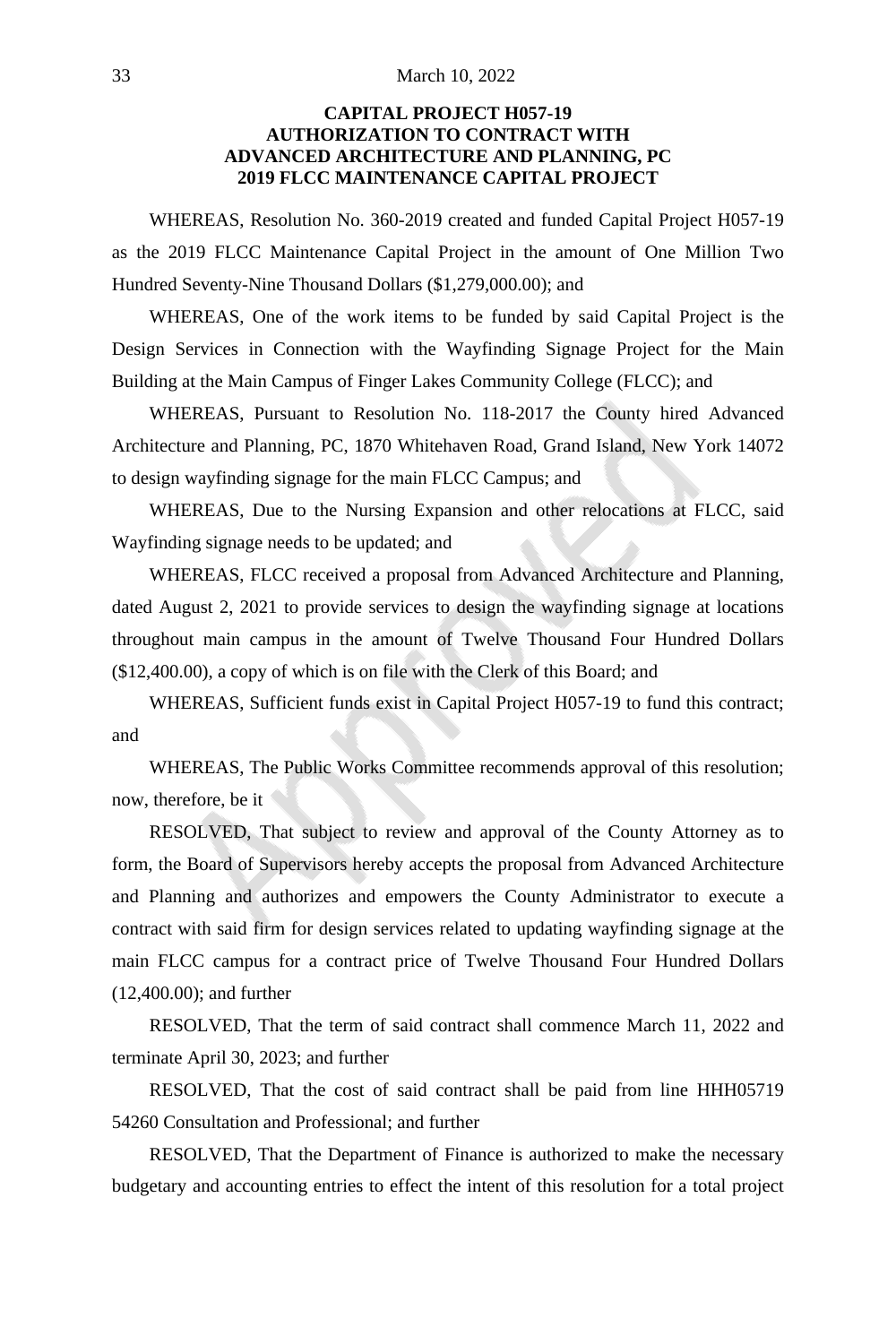**CAPITAL PROJECT H057-19**
**AUTHORIZATION TO CONTRACT WITH**
**ADVANCED ARCHITECTURE AND PLANNING, PC**
**2019 FLCC MAINTENANCE CAPITAL PROJECT**

WHEREAS, Resolution No. 360-2019 created and funded Capital Project H057-19 as the 2019 FLCC Maintenance Capital Project in the amount of One Million Two Hundred Seventy-Nine Thousand Dollars ($1,279,000.00); and

WHEREAS, One of the work items to be funded by said Capital Project is the Design Services in Connection with the Wayfinding Signage Project for the Main Building at the Main Campus of Finger Lakes Community College (FLCC); and

WHEREAS, Pursuant to Resolution No. 118-2017 the County hired Advanced Architecture and Planning, PC, 1870 Whitehaven Road, Grand Island, New York 14072 to design wayfinding signage for the main FLCC Campus; and

WHEREAS, Due to the Nursing Expansion and other relocations at FLCC, said Wayfinding signage needs to be updated; and

WHEREAS, FLCC received a proposal from Advanced Architecture and Planning, dated August 2, 2021 to provide services to design the wayfinding signage at locations throughout main campus in the amount of Twelve Thousand Four Hundred Dollars ($12,400.00), a copy of which is on file with the Clerk of this Board; and

WHEREAS, Sufficient funds exist in Capital Project H057-19 to fund this contract; and

WHEREAS, The Public Works Committee recommends approval of this resolution; now, therefore, be it

RESOLVED, That subject to review and approval of the County Attorney as to form, the Board of Supervisors hereby accepts the proposal from Advanced Architecture and Planning and authorizes and empowers the County Administrator to execute a contract with said firm for design services related to updating wayfinding signage at the main FLCC campus for a contract price of Twelve Thousand Four Hundred Dollars (12,400.00); and further

RESOLVED, That the term of said contract shall commence March 11, 2022 and terminate April 30, 2023; and further

RESOLVED, That the cost of said contract shall be paid from line HHH05719 54260 Consultation and Professional; and further

RESOLVED, That the Department of Finance is authorized to make the necessary budgetary and accounting entries to effect the intent of this resolution for a total project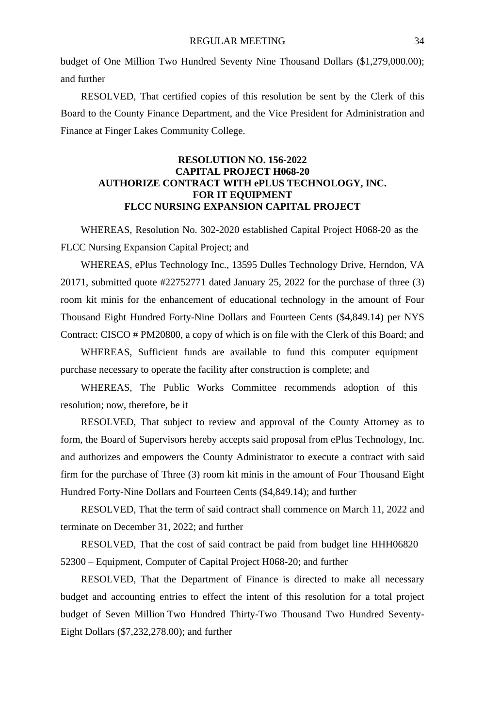budget of One Million Two Hundred Seventy Nine Thousand Dollars ($1,279,000.00); and further

RESOLVED, That certified copies of this resolution be sent by the Clerk of this Board to the County Finance Department, and the Vice President for Administration and Finance at Finger Lakes Community College.

## RESOLUTION NO. 156-2022
## CAPITAL PROJECT H068-20
## AUTHORIZE CONTRACT WITH ePLUS TECHNOLOGY, INC. FOR IT EQUIPMENT
## FLCC NURSING EXPANSION CAPITAL PROJECT

WHEREAS, Resolution No. 302-2020 established Capital Project H068-20 as the FLCC Nursing Expansion Capital Project; and

WHEREAS, ePlus Technology Inc., 13595 Dulles Technology Drive, Herndon, VA 20171, submitted quote #22752771 dated January 25, 2022 for the purchase of three (3) room kit minis for the enhancement of educational technology in the amount of Four Thousand Eight Hundred Forty-Nine Dollars and Fourteen Cents ($4,849.14) per NYS Contract: CISCO # PM20800, a copy of which is on file with the Clerk of this Board; and

WHEREAS, Sufficient funds are available to fund this computer equipment purchase necessary to operate the facility after construction is complete; and

WHEREAS, The Public Works Committee recommends adoption of this resolution; now, therefore, be it

RESOLVED, That subject to review and approval of the County Attorney as to form, the Board of Supervisors hereby accepts said proposal from ePlus Technology, Inc. and authorizes and empowers the County Administrator to execute a contract with said firm for the purchase of Three (3) room kit minis in the amount of Four Thousand Eight Hundred Forty-Nine Dollars and Fourteen Cents ($4,849.14); and further

RESOLVED, That the term of said contract shall commence on March 11, 2022 and terminate on December 31, 2022; and further

RESOLVED, That the cost of said contract be paid from budget line HHH06820 52300 – Equipment, Computer of Capital Project H068-20; and further

RESOLVED, That the Department of Finance is directed to make all necessary budget and accounting entries to effect the intent of this resolution for a total project budget of Seven Million Two Hundred Thirty-Two Thousand Two Hundred Seventy-Eight Dollars ($7,232,278.00); and further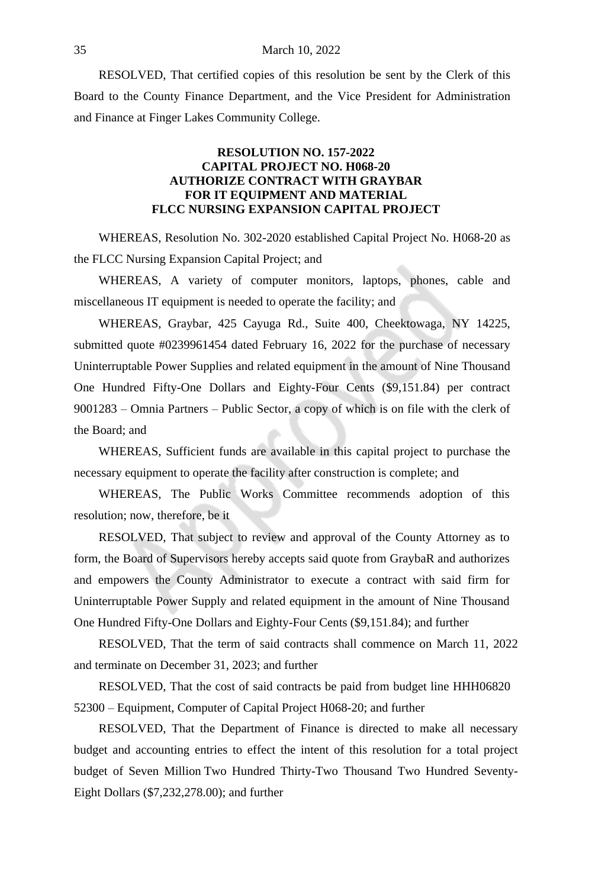RESOLVED, That certified copies of this resolution be sent by the Clerk of this Board to the County Finance Department, and the Vice President for Administration and Finance at Finger Lakes Community College.

**RESOLUTION NO. 157-2022**
**CAPITAL PROJECT NO. H068-20**
**AUTHORIZE CONTRACT WITH GRAYBAR**
**FOR IT EQUIPMENT AND MATERIAL**
**FLCC NURSING EXPANSION CAPITAL PROJECT**

WHEREAS, Resolution No. 302-2020 established Capital Project No. H068-20 as the FLCC Nursing Expansion Capital Project; and

WHEREAS, A variety of computer monitors, laptops, phones, cable and miscellaneous IT equipment is needed to operate the facility; and

WHEREAS, Graybar, 425 Cayuga Rd., Suite 400, Cheektowaga, NY 14225, submitted quote #0239961454 dated February 16, 2022 for the purchase of necessary Uninterruptable Power Supplies and related equipment in the amount of Nine Thousand One Hundred Fifty-One Dollars and Eighty-Four Cents ($9,151.84) per contract 9001283 – Omnia Partners – Public Sector, a copy of which is on file with the clerk of the Board; and

WHEREAS, Sufficient funds are available in this capital project to purchase the necessary equipment to operate the facility after construction is complete; and

WHEREAS, The Public Works Committee recommends adoption of this resolution; now, therefore, be it

RESOLVED, That subject to review and approval of the County Attorney as to form, the Board of Supervisors hereby accepts said quote from GraybaR and authorizes and empowers the County Administrator to execute a contract with said firm for Uninterruptable Power Supply and related equipment in the amount of Nine Thousand One Hundred Fifty-One Dollars and Eighty-Four Cents ($9,151.84); and further

RESOLVED, That the term of said contracts shall commence on March 11, 2022 and terminate on December 31, 2023; and further

RESOLVED, That the cost of said contracts be paid from budget line HHH06820 52300 – Equipment, Computer of Capital Project H068-20; and further

RESOLVED, That the Department of Finance is directed to make all necessary budget and accounting entries to effect the intent of this resolution for a total project budget of Seven Million Two Hundred Thirty-Two Thousand Two Hundred Seventy-Eight Dollars ($7,232,278.00); and further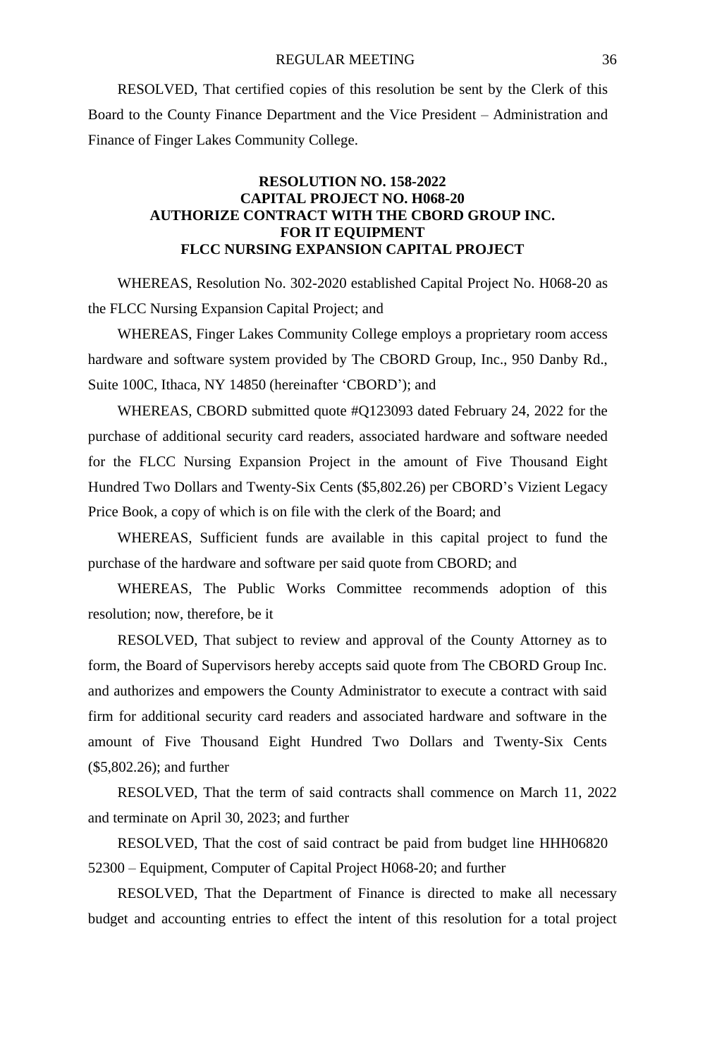RESOLVED, That certified copies of this resolution be sent by the Clerk of this Board to the County Finance Department and the Vice President – Administration and Finance of Finger Lakes Community College.

**RESOLUTION NO. 158-2022**
**CAPITAL PROJECT NO. H068-20**
**AUTHORIZE CONTRACT WITH THE CBORD GROUP INC.**
**FOR IT EQUIPMENT**
**FLCC NURSING EXPANSION CAPITAL PROJECT**

WHEREAS, Resolution No. 302-2020 established Capital Project No. H068-20 as the FLCC Nursing Expansion Capital Project; and

WHEREAS, Finger Lakes Community College employs a proprietary room access hardware and software system provided by The CBORD Group, Inc., 950 Danby Rd., Suite 100C, Ithaca, NY 14850 (hereinafter 'CBORD'); and

WHEREAS, CBORD submitted quote #Q123093 dated February 24, 2022 for the purchase of additional security card readers, associated hardware and software needed for the FLCC Nursing Expansion Project in the amount of Five Thousand Eight Hundred Two Dollars and Twenty-Six Cents ($5,802.26) per CBORD's Vizient Legacy Price Book, a copy of which is on file with the clerk of the Board; and

WHEREAS, Sufficient funds are available in this capital project to fund the purchase of the hardware and software per said quote from CBORD; and

WHEREAS, The Public Works Committee recommends adoption of this resolution; now, therefore, be it

RESOLVED, That subject to review and approval of the County Attorney as to form, the Board of Supervisors hereby accepts said quote from The CBORD Group Inc. and authorizes and empowers the County Administrator to execute a contract with said firm for additional security card readers and associated hardware and software in the amount of Five Thousand Eight Hundred Two Dollars and Twenty-Six Cents ($5,802.26); and further

RESOLVED, That the term of said contracts shall commence on March 11, 2022 and terminate on April 30, 2023; and further

RESOLVED, That the cost of said contract be paid from budget line HHH06820 52300 – Equipment, Computer of Capital Project H068-20; and further

RESOLVED, That the Department of Finance is directed to make all necessary budget and accounting entries to effect the intent of this resolution for a total project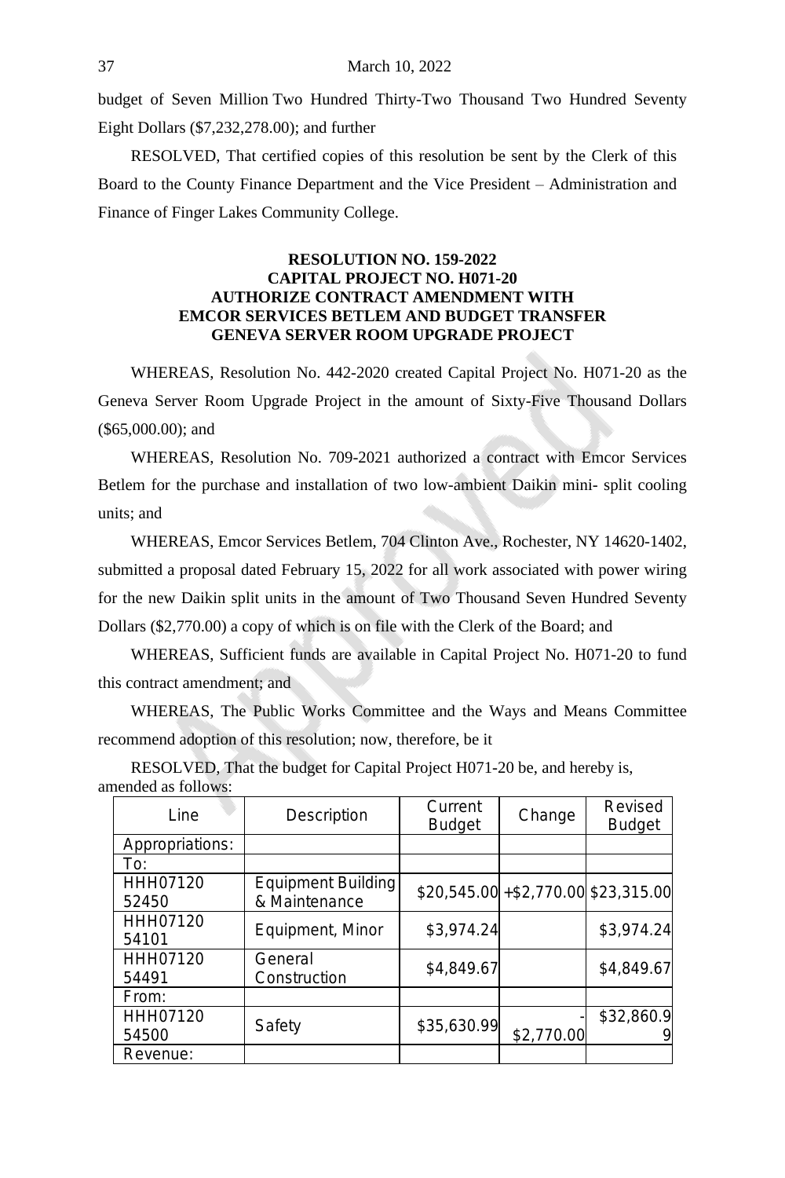budget of Seven Million Two Hundred Thirty-Two Thousand Two Hundred Seventy Eight Dollars ($7,232,278.00); and further

RESOLVED, That certified copies of this resolution be sent by the Clerk of this Board to the County Finance Department and the Vice President – Administration and Finance of Finger Lakes Community College.

**RESOLUTION NO. 159-2022**
**CAPITAL PROJECT NO. H071-20**
**AUTHORIZE CONTRACT AMENDMENT WITH EMCOR SERVICES BETLEM AND BUDGET TRANSFER**
**GENEVA SERVER ROOM UPGRADE PROJECT**

WHEREAS, Resolution No. 442-2020 created Capital Project No. H071-20 as the Geneva Server Room Upgrade Project in the amount of Sixty-Five Thousand Dollars ($65,000.00); and

WHEREAS, Resolution No. 709-2021 authorized a contract with Emcor Services Betlem for the purchase and installation of two low-ambient Daikin mini- split cooling units; and

WHEREAS, Emcor Services Betlem, 704 Clinton Ave., Rochester, NY 14620-1402, submitted a proposal dated February 15, 2022 for all work associated with power wiring for the new Daikin split units in the amount of Two Thousand Seven Hundred Seventy Dollars ($2,770.00) a copy of which is on file with the Clerk of the Board; and

WHEREAS, Sufficient funds are available in Capital Project No. H071-20 to fund this contract amendment; and

WHEREAS, The Public Works Committee and the Ways and Means Committee recommend adoption of this resolution; now, therefore, be it

RESOLVED, That the budget for Capital Project H071-20 be, and hereby is, amended as follows:

| Line | Description | Current Budget | Change | Revised Budget |
|---|---|---|---|---|
| Appropriations: | | | | |
| To: | | | | |
| HHH07120 52450 | Equipment Building & Maintenance | $20,545.00 | +$2,770.00 | $23,315.00 |
| HHH07120 54101 | Equipment, Minor | $3,974.24 | | $3,974.24 |
| HHH07120 54491 | General Construction | $4,849.67 | | $4,849.67 |
| From: | | | | |
| HHH07120 54500 | Safety | $35,630.99 | -$2,770.00 | $32,860.99 |
| Revenue: | | | | |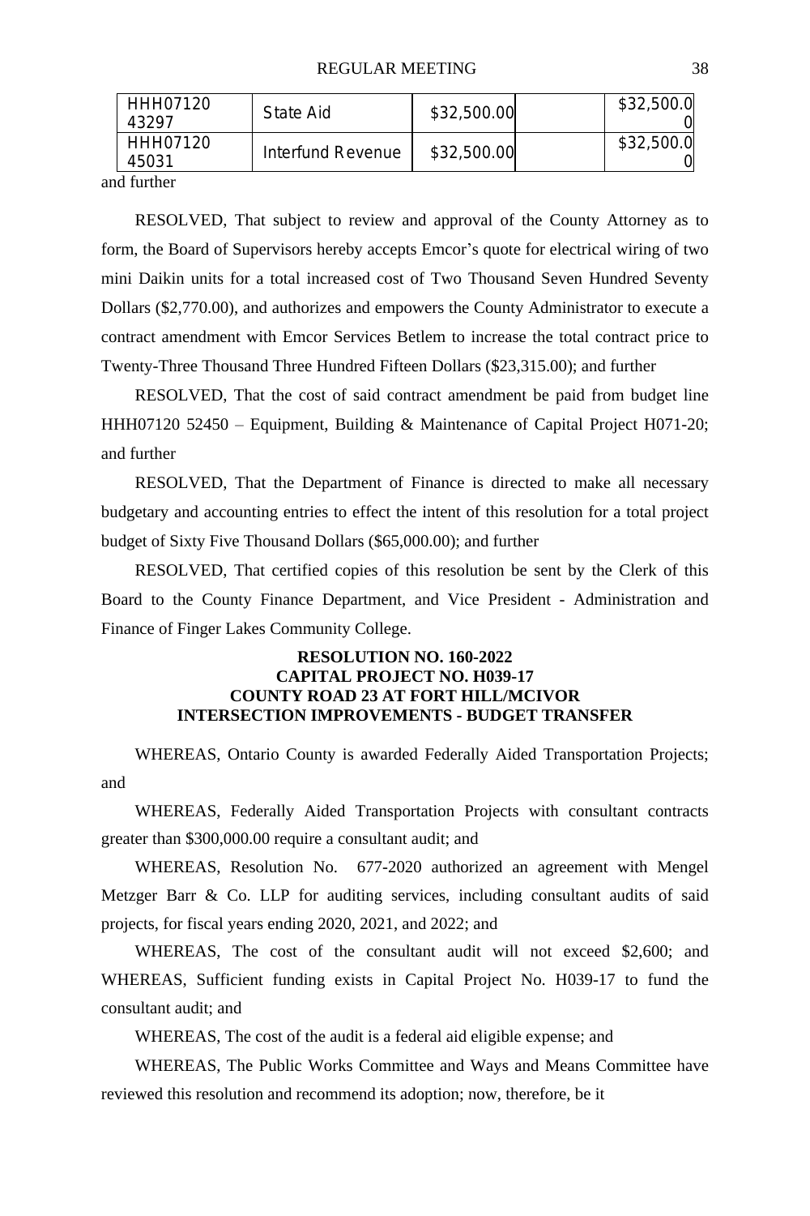| | | | | |
|---|---|---|---|---|
| HHH07120 43297 | State Aid | $32,500.00 | | $32,500.00 |
| HHH07120 45031 | Interfund Revenue | $32,500.00 | | $32,500.00 |

and further

RESOLVED, That subject to review and approval of the County Attorney as to form, the Board of Supervisors hereby accepts Emcor's quote for electrical wiring of two mini Daikin units for a total increased cost of Two Thousand Seven Hundred Seventy Dollars ($2,770.00), and authorizes and empowers the County Administrator to execute a contract amendment with Emcor Services Betlem to increase the total contract price to Twenty-Three Thousand Three Hundred Fifteen Dollars ($23,315.00); and further

RESOLVED, That the cost of said contract amendment be paid from budget line HHH07120 52450 – Equipment, Building & Maintenance of Capital Project H071-20; and further

RESOLVED, That the Department of Finance is directed to make all necessary budgetary and accounting entries to effect the intent of this resolution for a total project budget of Sixty Five Thousand Dollars ($65,000.00); and further

RESOLVED, That certified copies of this resolution be sent by the Clerk of this Board to the County Finance Department, and Vice President - Administration and Finance of Finger Lakes Community College.

**RESOLUTION NO. 160-2022**
**CAPITAL PROJECT NO. H039-17**
**COUNTY ROAD 23 AT FORT HILL/MCIVOR**
**INTERSECTION IMPROVEMENTS - BUDGET TRANSFER**

WHEREAS, Ontario County is awarded Federally Aided Transportation Projects; and

WHEREAS, Federally Aided Transportation Projects with consultant contracts greater than $300,000.00 require a consultant audit; and

WHEREAS, Resolution No. 677-2020 authorized an agreement with Mengel Metzger Barr & Co. LLP for auditing services, including consultant audits of said projects, for fiscal years ending 2020, 2021, and 2022; and

WHEREAS, The cost of the consultant audit will not exceed $2,600; and WHEREAS, Sufficient funding exists in Capital Project No. H039-17 to fund the consultant audit; and

WHEREAS, The cost of the audit is a federal aid eligible expense; and

WHEREAS, The Public Works Committee and Ways and Means Committee have reviewed this resolution and recommend its adoption; now, therefore, be it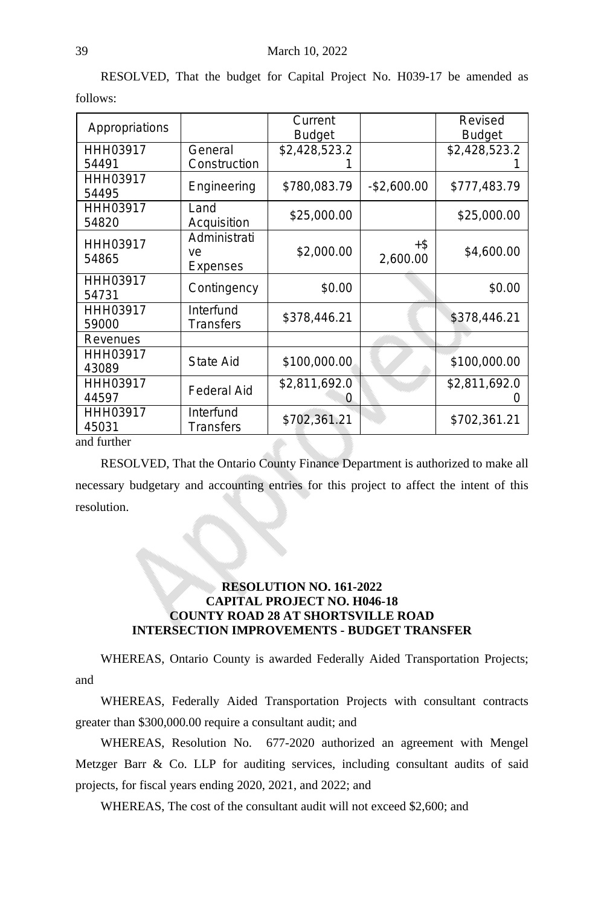RESOLVED, That the budget for Capital Project No. H039-17 be amended as follows:

| Appropriations | | Current Budget | | Revised Budget |
|---|---|---|---|---|
| HHH03917 54491 | General Construction | $2,428,523.21 | | $2,428,523.21 |
| HHH03917 54495 | Engineering | $780,083.79 | -$2,600.00 | $777,483.79 |
| HHH03917 54820 | Land Acquisition | $25,000.00 | | $25,000.00 |
| HHH03917 54865 | Administrative Expenses | $2,000.00 | +$ 2,600.00 | $4,600.00 |
| HHH03917 54731 | Contingency | $0.00 | | $0.00 |
| HHH03917 59000 | Interfund Transfers | $378,446.21 | | $378,446.21 |
| Revenues | | | | |
| HHH03917 43089 | State Aid | $100,000.00 | | $100,000.00 |
| HHH03917 44597 | Federal Aid | $2,811,692.00 | | $2,811,692.00 |
| HHH03917 45031 | Interfund Transfers | $702,361.21 | | $702,361.21 |

and further

RESOLVED, That the Ontario County Finance Department is authorized to make all necessary budgetary and accounting entries for this project to affect the intent of this resolution.

**RESOLUTION NO. 161-2022**
**CAPITAL PROJECT NO. H046-18**
**COUNTY ROAD 28 AT SHORTSVILLE ROAD**
**INTERSECTION IMPROVEMENTS - BUDGET TRANSFER**

WHEREAS, Ontario County is awarded Federally Aided Transportation Projects; and

WHEREAS, Federally Aided Transportation Projects with consultant contracts greater than $300,000.00 require a consultant audit; and

WHEREAS, Resolution No. 677-2020 authorized an agreement with Mengel Metzger Barr & Co. LLP for auditing services, including consultant audits of said projects, for fiscal years ending 2020, 2021, and 2022; and

WHEREAS, The cost of the consultant audit will not exceed $2,600; and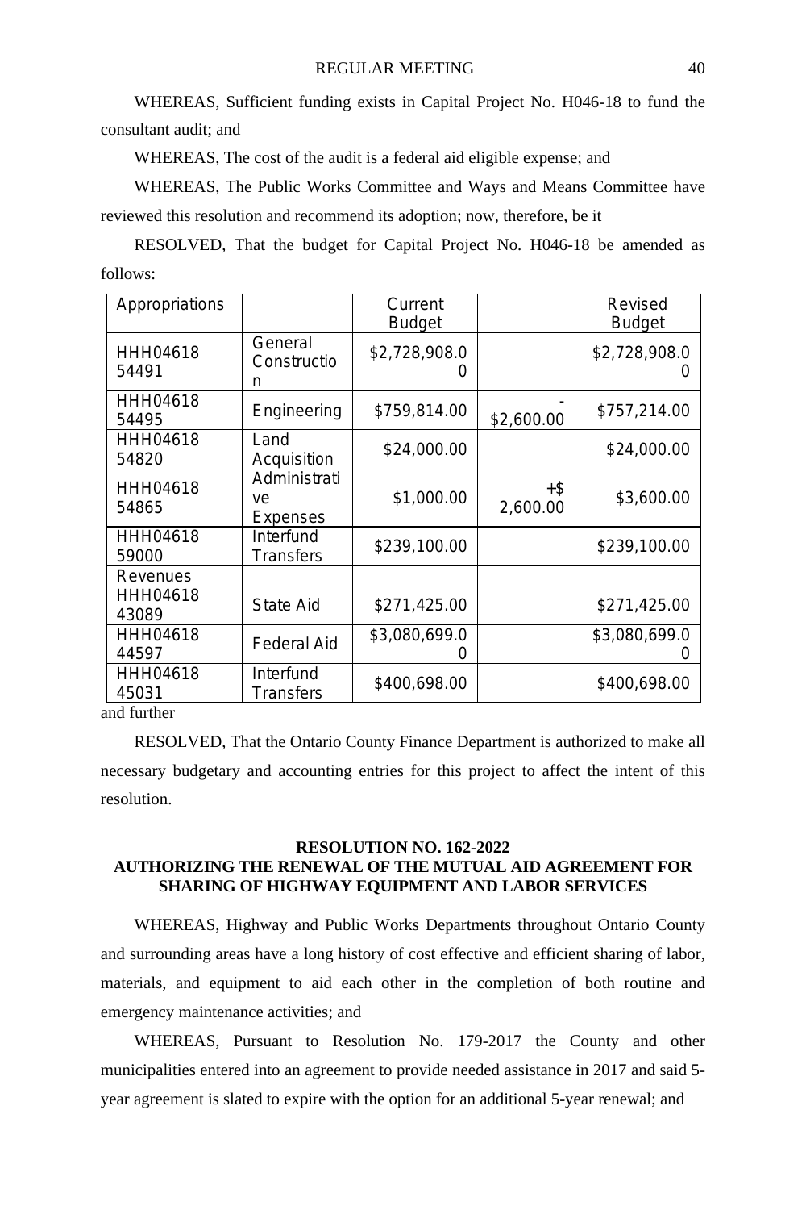WHEREAS, Sufficient funding exists in Capital Project No. H046-18 to fund the consultant audit; and

WHEREAS, The cost of the audit is a federal aid eligible expense; and

WHEREAS, The Public Works Committee and Ways and Means Committee have reviewed this resolution and recommend its adoption; now, therefore, be it

RESOLVED, That the budget for Capital Project No. H046-18 be amended as follows:

| Appropriations | | Current Budget | | Revised Budget |
|---|---|---|---|---|
| HHH04618 54491 | General Construction | $2,728,908.00 | | $2,728,908.00 |
| HHH04618 54495 | Engineering | $759,814.00 | -$2,600.00 | $757,214.00 |
| HHH04618 54820 | Land Acquisition | $24,000.00 | | $24,000.00 |
| HHH04618 54865 | Administrative Expenses | $1,000.00 | +$ 2,600.00 | $3,600.00 |
| HHH04618 59000 | Interfund Transfers | $239,100.00 | | $239,100.00 |
| Revenues | | | | |
| HHH04618 43089 | State Aid | $271,425.00 | | $271,425.00 |
| HHH04618 44597 | Federal Aid | $3,080,699.00 | | $3,080,699.00 |
| HHH04618 45031 | Interfund Transfers | $400,698.00 | | $400,698.00 |

and further

RESOLVED, That the Ontario County Finance Department is authorized to make all necessary budgetary and accounting entries for this project to affect the intent of this resolution.

## RESOLUTION NO. 162-2022
## AUTHORIZING THE RENEWAL OF THE MUTUAL AID AGREEMENT FOR SHARING OF HIGHWAY EQUIPMENT AND LABOR SERVICES

WHEREAS, Highway and Public Works Departments throughout Ontario County and surrounding areas have a long history of cost effective and efficient sharing of labor, materials, and equipment to aid each other in the completion of both routine and emergency maintenance activities; and

WHEREAS, Pursuant to Resolution No. 179-2017 the County and other municipalities entered into an agreement to provide needed assistance in 2017 and said 5-year agreement is slated to expire with the option for an additional 5-year renewal; and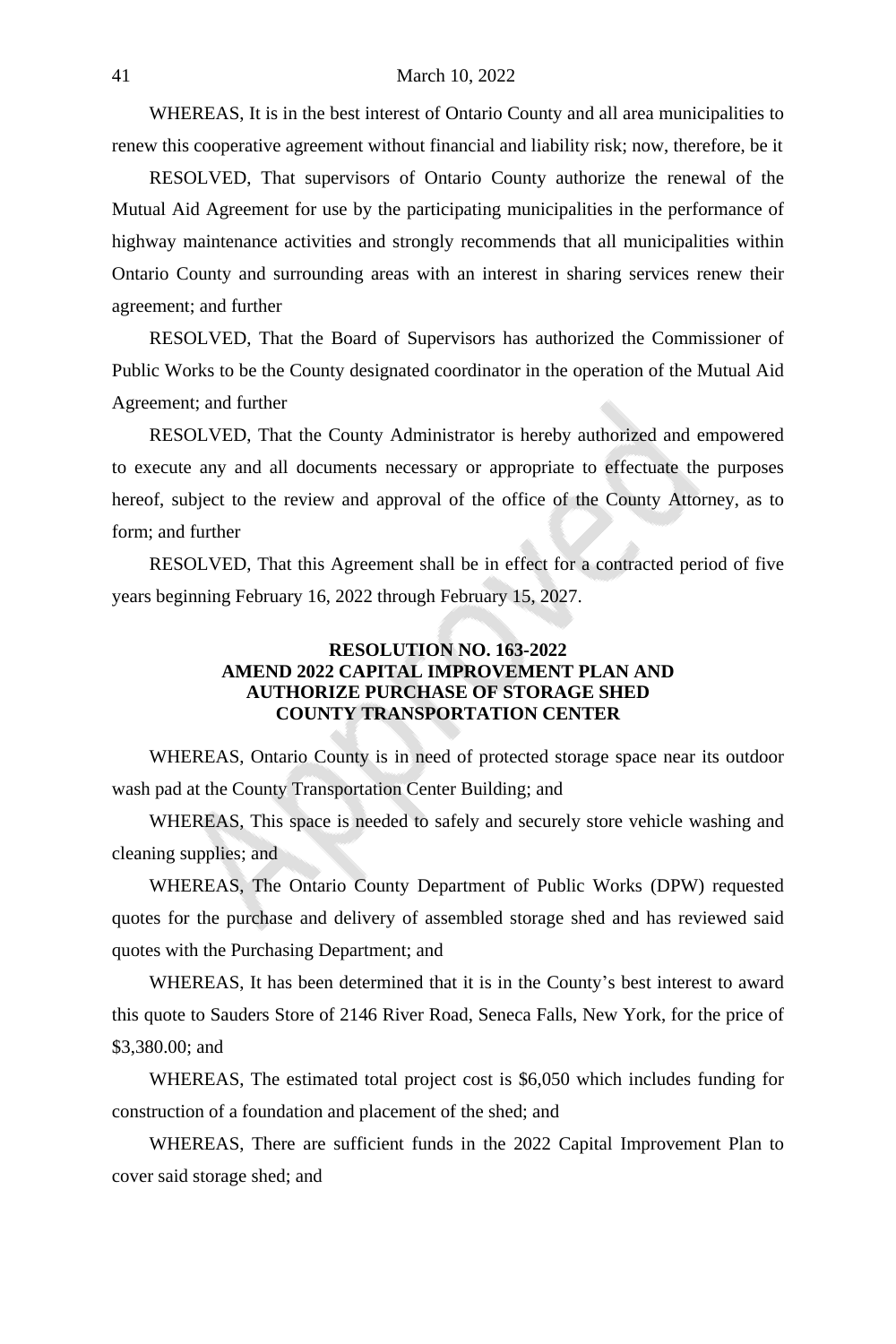WHEREAS, It is in the best interest of Ontario County and all area municipalities to renew this cooperative agreement without financial and liability risk; now, therefore, be it

RESOLVED, That supervisors of Ontario County authorize the renewal of the Mutual Aid Agreement for use by the participating municipalities in the performance of highway maintenance activities and strongly recommends that all municipalities within Ontario County and surrounding areas with an interest in sharing services renew their agreement; and further

RESOLVED, That the Board of Supervisors has authorized the Commissioner of Public Works to be the County designated coordinator in the operation of the Mutual Aid Agreement; and further

RESOLVED, That the County Administrator is hereby authorized and empowered to execute any and all documents necessary or appropriate to effectuate the purposes hereof, subject to the review and approval of the office of the County Attorney, as to form; and further

RESOLVED, That this Agreement shall be in effect for a contracted period of five years beginning February 16, 2022 through February 15, 2027.

**RESOLUTION NO. 163-2022**
**AMEND 2022 CAPITAL IMPROVEMENT PLAN AND AUTHORIZE PURCHASE OF STORAGE SHED COUNTY TRANSPORTATION CENTER**

WHEREAS, Ontario County is in need of protected storage space near its outdoor wash pad at the County Transportation Center Building; and

WHEREAS, This space is needed to safely and securely store vehicle washing and cleaning supplies; and

WHEREAS, The Ontario County Department of Public Works (DPW) requested quotes for the purchase and delivery of assembled storage shed and has reviewed said quotes with the Purchasing Department; and

WHEREAS, It has been determined that it is in the County's best interest to award this quote to Sauders Store of 2146 River Road, Seneca Falls, New York, for the price of $3,380.00; and

WHEREAS, The estimated total project cost is $6,050 which includes funding for construction of a foundation and placement of the shed; and

WHEREAS, There are sufficient funds in the 2022 Capital Improvement Plan to cover said storage shed; and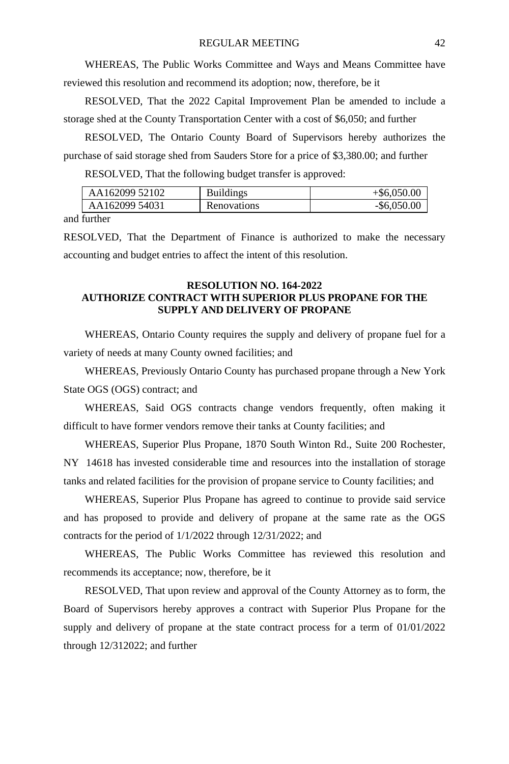WHEREAS, The Public Works Committee and Ways and Means Committee have reviewed this resolution and recommend its adoption; now, therefore, be it

RESOLVED, That the 2022 Capital Improvement Plan be amended to include a storage shed at the County Transportation Center with a cost of $6,050; and further

RESOLVED, The Ontario County Board of Supervisors hereby authorizes the purchase of said storage shed from Sauders Store for a price of $3,380.00; and further

RESOLVED, That the following budget transfer is approved:

| | | |
|---|---|---|
| AA162099 52102 | Buildings | +$6,050.00 |
| AA162099 54031 | Renovations | -$6,050.00 |

and further

RESOLVED, That the Department of Finance is authorized to make the necessary accounting and budget entries to affect the intent of this resolution.

**RESOLUTION NO. 164-2022**
**AUTHORIZE CONTRACT WITH SUPERIOR PLUS PROPANE FOR THE SUPPLY AND DELIVERY OF PROPANE**

WHEREAS, Ontario County requires the supply and delivery of propane fuel for a variety of needs at many County owned facilities; and

WHEREAS, Previously Ontario County has purchased propane through a New York State OGS (OGS) contract; and

WHEREAS, Said OGS contracts change vendors frequently, often making it difficult to have former vendors remove their tanks at County facilities; and

WHEREAS, Superior Plus Propane, 1870 South Winton Rd., Suite 200 Rochester, NY 14618 has invested considerable time and resources into the installation of storage tanks and related facilities for the provision of propane service to County facilities; and

WHEREAS, Superior Plus Propane has agreed to continue to provide said service and has proposed to provide and delivery of propane at the same rate as the OGS contracts for the period of 1/1/2022 through 12/31/2022; and

WHEREAS, The Public Works Committee has reviewed this resolution and recommends its acceptance; now, therefore, be it

RESOLVED, That upon review and approval of the County Attorney as to form, the Board of Supervisors hereby approves a contract with Superior Plus Propane for the supply and delivery of propane at the state contract process for a term of 01/01/2022 through 12/312022; and further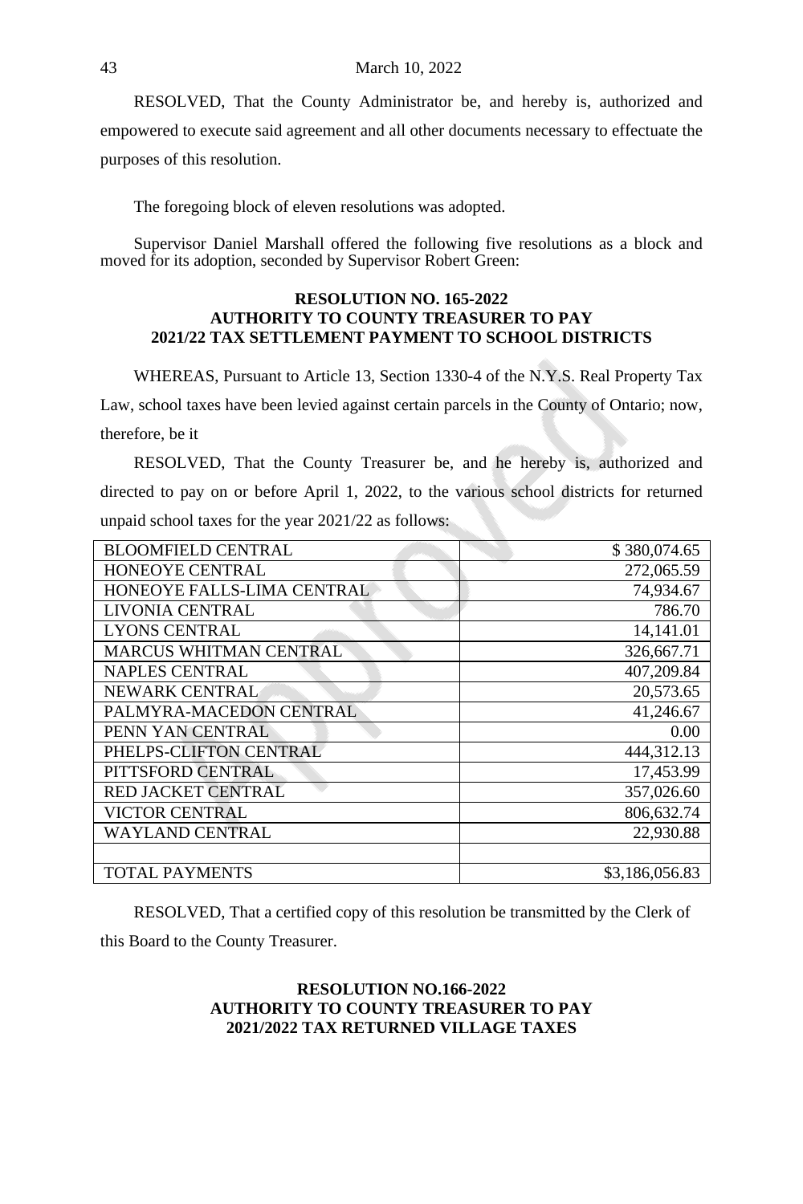RESOLVED, That the County Administrator be, and hereby is, authorized and empowered to execute said agreement and all other documents necessary to effectuate the purposes of this resolution.

The foregoing block of eleven resolutions was adopted.

Supervisor Daniel Marshall offered the following five resolutions as a block and moved for its adoption, seconded by Supervisor Robert Green:

**RESOLUTION NO. 165-2022**
**AUTHORITY TO COUNTY TREASURER TO PAY**
**2021/22 TAX SETTLEMENT PAYMENT TO SCHOOL DISTRICTS**

WHEREAS, Pursuant to Article 13, Section 1330-4 of the N.Y.S. Real Property Tax Law, school taxes have been levied against certain parcels in the County of Ontario; now, therefore, be it

RESOLVED, That the County Treasurer be, and he hereby is, authorized and directed to pay on or before April 1, 2022, to the various school districts for returned unpaid school taxes for the year 2021/22 as follows:

| | |
|---|---:|
| BLOOMFIELD CENTRAL | $ 380,074.65 |
| HONEOYE CENTRAL | 272,065.59 |
| HONEOYE FALLS-LIMA CENTRAL | 74,934.67 |
| LIVONIA CENTRAL | 786.70 |
| LYONS CENTRAL | 14,141.01 |
| MARCUS WHITMAN CENTRAL | 326,667.71 |
| NAPLES CENTRAL | 407,209.84 |
| NEWARK CENTRAL | 20,573.65 |
| PALMYRA-MACEDON CENTRAL | 41,246.67 |
| PENN YAN CENTRAL | 0.00 |
| PHELPS-CLIFTON CENTRAL | 444,312.13 |
| PITTSFORD CENTRAL | 17,453.99 |
| RED JACKET CENTRAL | 357,026.60 |
| VICTOR CENTRAL | 806,632.74 |
| WAYLAND CENTRAL | 22,930.88 |
| | |
| TOTAL PAYMENTS | $3,186,056.83 |

RESOLVED, That a certified copy of this resolution be transmitted by the Clerk of this Board to the County Treasurer.

**RESOLUTION NO.166-2022**
**AUTHORITY TO COUNTY TREASURER TO PAY**
**2021/2022 TAX RETURNED VILLAGE TAXES**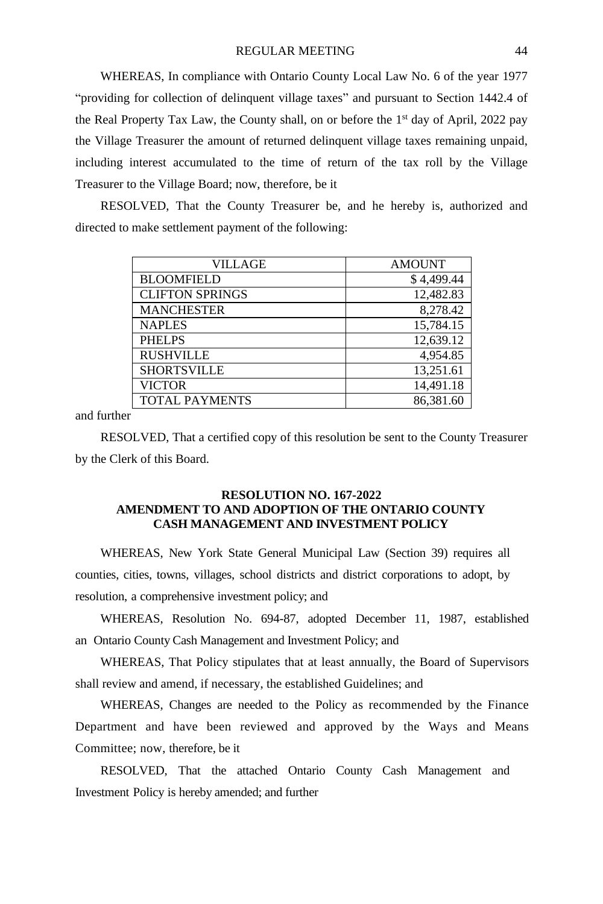WHEREAS, In compliance with Ontario County Local Law No. 6 of the year 1977 "providing for collection of delinquent village taxes" and pursuant to Section 1442.4 of the Real Property Tax Law, the County shall, on or before the 1st day of April, 2022 pay the Village Treasurer the amount of returned delinquent village taxes remaining unpaid, including interest accumulated to the time of return of the tax roll by the Village Treasurer to the Village Board; now, therefore, be it

RESOLVED, That the County Treasurer be, and he hereby is, authorized and directed to make settlement payment of the following:

| VILLAGE | AMOUNT |
|---|---:|
| BLOOMFIELD | $ 4,499.44 |
| CLIFTON SPRINGS | 12,482.83 |
| MANCHESTER | 8,278.42 |
| NAPLES | 15,784.15 |
| PHELPS | 12,639.12 |
| RUSHVILLE | 4,954.85 |
| SHORTSVILLE | 13,251.61 |
| VICTOR | 14,491.18 |
| TOTAL PAYMENTS | 86,381.60 |

and further

RESOLVED, That a certified copy of this resolution be sent to the County Treasurer by the Clerk of this Board.

**RESOLUTION NO. 167-2022**
**AMENDMENT TO AND ADOPTION OF THE ONTARIO COUNTY CASH MANAGEMENT AND INVESTMENT POLICY**

WHEREAS, New York State General Municipal Law (Section 39) requires all counties, cities, towns, villages, school districts and district corporations to adopt, by resolution, a comprehensive investment policy; and

WHEREAS, Resolution No. 694-87, adopted December 11, 1987, established an Ontario County Cash Management and Investment Policy; and

WHEREAS, That Policy stipulates that at least annually, the Board of Supervisors shall review and amend, if necessary, the established Guidelines; and

WHEREAS, Changes are needed to the Policy as recommended by the Finance Department and have been reviewed and approved by the Ways and Means Committee; now, therefore, be it

RESOLVED, That the attached Ontario County Cash Management and Investment Policy is hereby amended; and further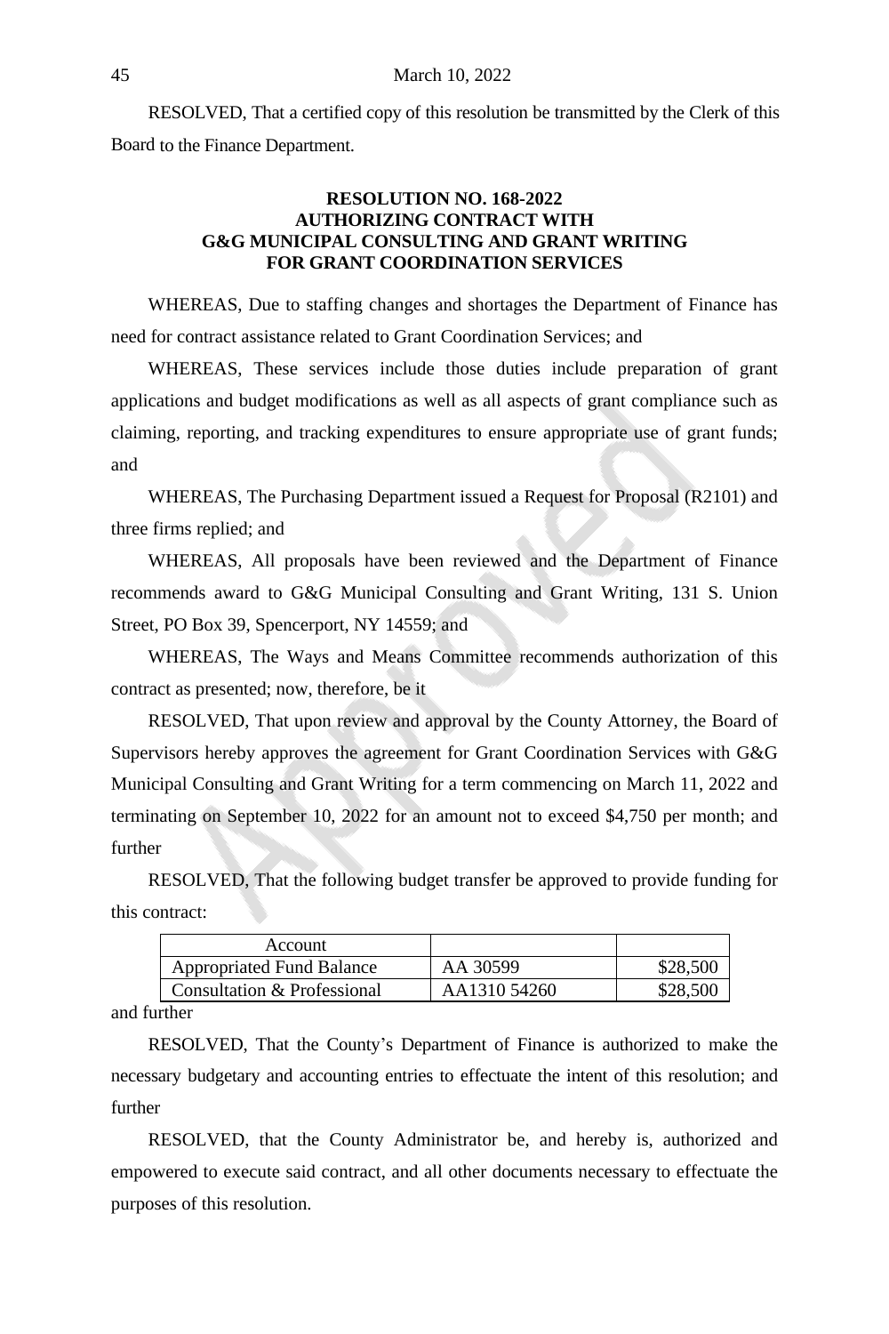RESOLVED, That a certified copy of this resolution be transmitted by the Clerk of this Board to the Finance Department.

**RESOLUTION NO. 168-2022**
**AUTHORIZING CONTRACT WITH**
**G&G MUNICIPAL CONSULTING AND GRANT WRITING**
**FOR GRANT COORDINATION SERVICES**

WHEREAS, Due to staffing changes and shortages the Department of Finance has need for contract assistance related to Grant Coordination Services; and

WHEREAS, These services include those duties include preparation of grant applications and budget modifications as well as all aspects of grant compliance such as claiming, reporting, and tracking expenditures to ensure appropriate use of grant funds; and

WHEREAS, The Purchasing Department issued a Request for Proposal (R2101) and three firms replied; and

WHEREAS, All proposals have been reviewed and the Department of Finance recommends award to G&G Municipal Consulting and Grant Writing, 131 S. Union Street, PO Box 39, Spencerport, NY 14559; and

WHEREAS, The Ways and Means Committee recommends authorization of this contract as presented; now, therefore, be it

RESOLVED, That upon review and approval by the County Attorney, the Board of Supervisors hereby approves the agreement for Grant Coordination Services with G&G Municipal Consulting and Grant Writing for a term commencing on March 11, 2022 and terminating on September 10, 2022 for an amount not to exceed $4,750 per month; and further

RESOLVED, That the following budget transfer be approved to provide funding for this contract:

| Account | | |
|---|---|---|
| Appropriated Fund Balance | AA 30599 | $28,500 |
| Consultation & Professional | AA1310 54260 | $28,500 |

and further

RESOLVED, That the County's Department of Finance is authorized to make the necessary budgetary and accounting entries to effectuate the intent of this resolution; and further

RESOLVED, that the County Administrator be, and hereby is, authorized and empowered to execute said contract, and all other documents necessary to effectuate the purposes of this resolution.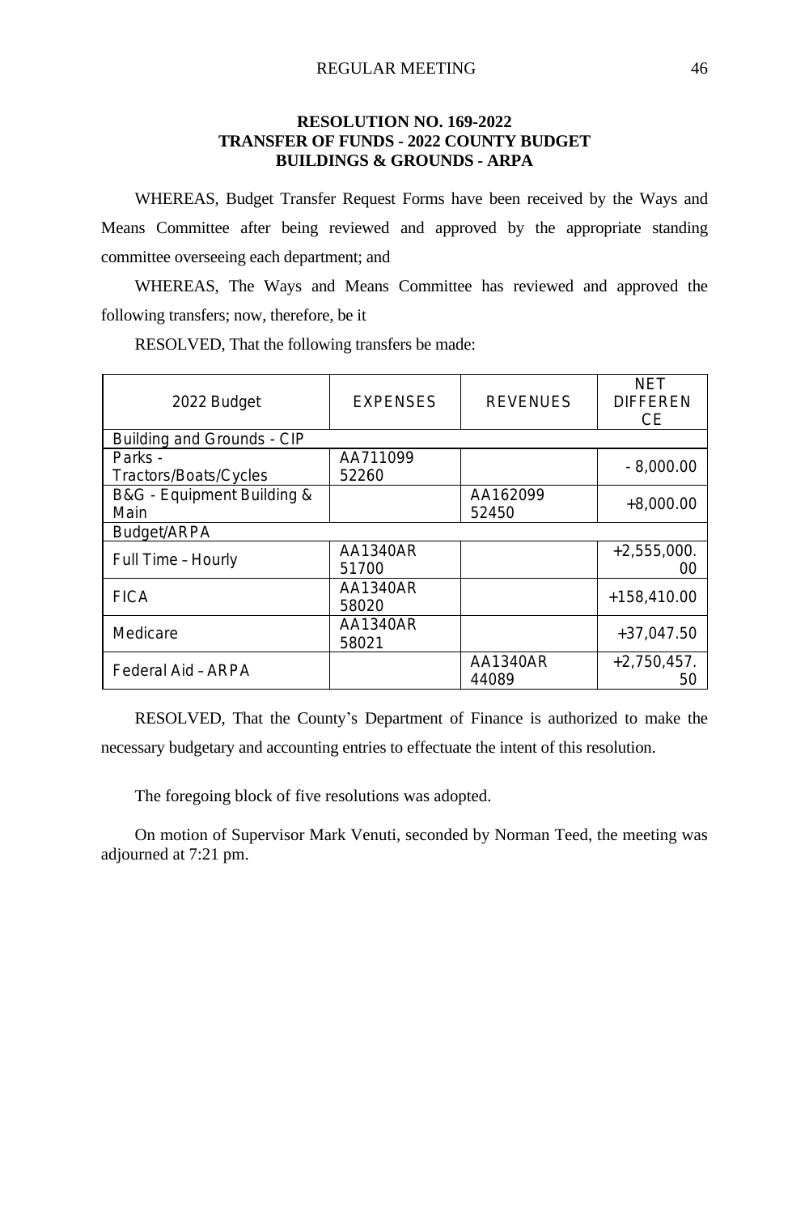**RESOLUTION NO. 169-2022**
**TRANSFER OF FUNDS - 2022 COUNTY BUDGET**
**BUILDINGS & GROUNDS - ARPA**

WHEREAS, Budget Transfer Request Forms have been received by the Ways and Means Committee after being reviewed and approved by the appropriate standing committee overseeing each department; and

WHEREAS, The Ways and Means Committee has reviewed and approved the following transfers; now, therefore, be it

RESOLVED, That the following transfers be made:

| 2022 Budget | EXPENSES | REVENUES | NET DIFFERENCE |
|---|---|---|---|
| Building and Grounds - CIP | | | |
| Parks - Tractors/Boats/Cycles | AA711099 52260 | | - 8,000.00 |
| B&G - Equipment Building & Main | | AA162099 52450 | +8,000.00 |
| Budget/ARPA | | | |
| Full Time – Hourly | AA1340AR 51700 | | +2,555,000.00 |
| FICA | AA1340AR 58020 | | +158,410.00 |
| Medicare | AA1340AR 58021 | | +37,047.50 |
| Federal Aid – ARPA | | AA1340AR 44089 | +2,750,457.50 |

RESOLVED, That the County's Department of Finance is authorized to make the necessary budgetary and accounting entries to effectuate the intent of this resolution.

The foregoing block of five resolutions was adopted.

On motion of Supervisor Mark Venuti, seconded by Norman Teed, the meeting was adjourned at 7:21 pm.